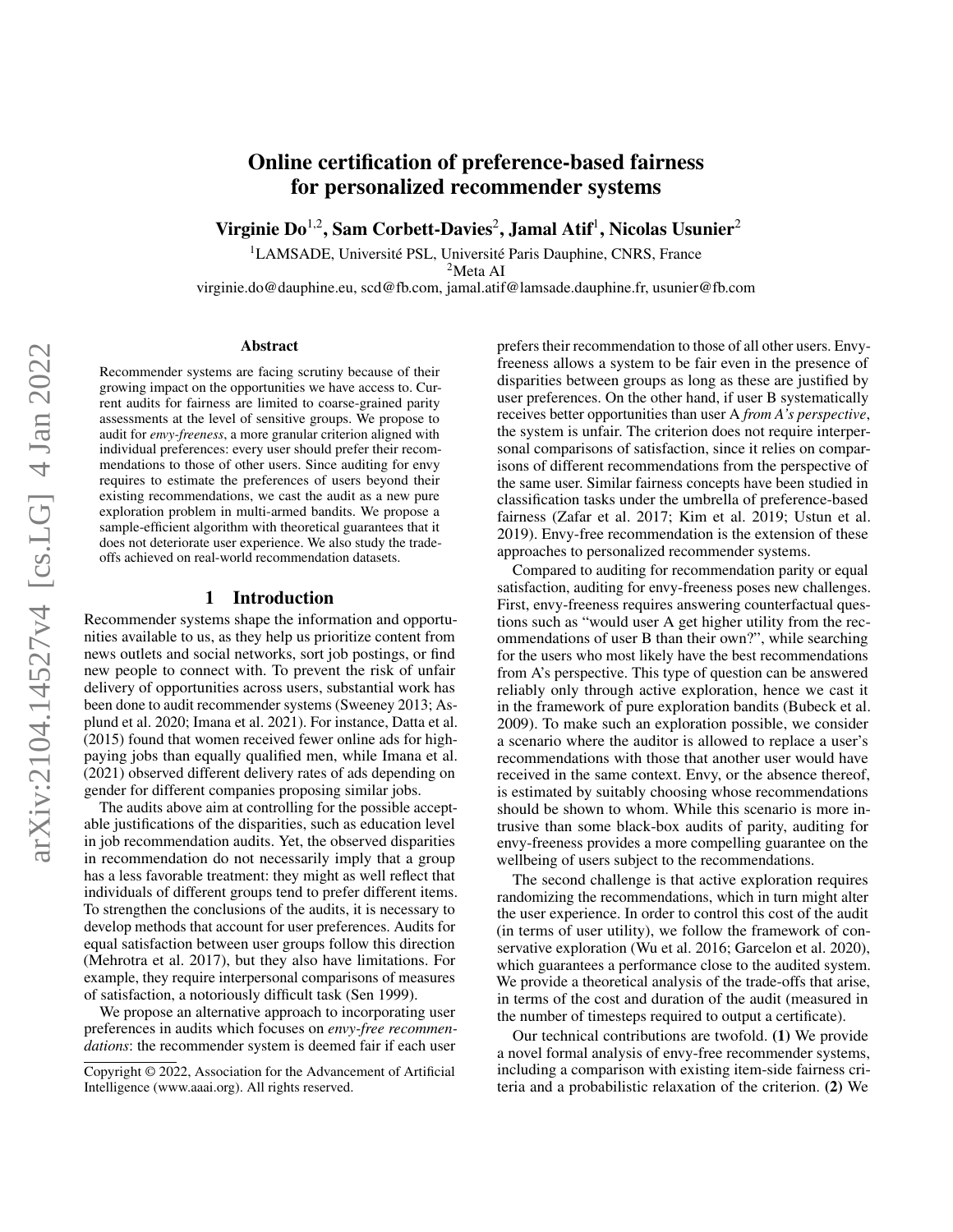# Online certification of preference-based fairness for personalized recommender systems

**Virginie Do**[1,2], **Sam Corbett-Davies**[2], **Jamal Atif**[1], **Nicolas Usunier**[2]

[1]LAMSADE, Université PSL, Université Paris Dauphine, CNRS, France
[2]Meta AI
virginie.do@dauphine.eu, scd@fb.com, jamal.atif@lamsade.dauphine.fr, usunier@fb.com

## Abstract

Recommender systems are facing scrutiny because of their growing impact on the opportunities we have access to. Current audits for fairness are limited to coarse-grained parity assessments at the level of sensitive groups. We propose to audit for *envy-freeness*, a more granular criterion aligned with individual preferences: every user should prefer their recommendations to those of other users. Since auditing for envy requires to estimate the preferences of users beyond their existing recommendations, we cast the audit as a new pure exploration problem in multi-armed bandits. We propose a sample-efficient algorithm with theoretical guarantees that it does not deteriorate user experience. We also study the trade-offs achieved on real-world recommendation datasets.

## 1 Introduction

Recommender systems shape the information and opportunities available to us, as they help us prioritize content from news outlets and social networks, sort job postings, or find new people to connect with. To prevent the risk of unfair delivery of opportunities across users, substantial work has been done to audit recommender systems (Sweeney 2013; Asplund et al. 2020; Imana et al. 2021). For instance, Datta et al. (2015) found that women received fewer online ads for high-paying jobs than equally qualified men, while Imana et al. (2021) observed different delivery rates of ads depending on gender for different companies proposing similar jobs.

The audits above aim at controlling for the possible acceptable justifications of the disparities, such as education level in job recommendation audits. Yet, the observed disparities in recommendation do not necessarily imply that a group has a less favorable treatment: they might as well reflect that individuals of different groups tend to prefer different items. To strengthen the conclusions of the audits, it is necessary to develop methods that account for user preferences. Audits for equal satisfaction between user groups follow this direction (Mehrotra et al. 2017), but they also have limitations. For example, they require interpersonal comparisons of measures of satisfaction, a notoriously difficult task (Sen 1999).

We propose an alternative approach to incorporating user preferences in audits which focuses on *envy-free recommendations*: the recommender system is deemed fair if each user prefers their recommendation to those of all other users. Envy-freeness allows a system to be fair even in the presence of disparities between groups as long as these are justified by user preferences. On the other hand, if user B systematically receives better opportunities than user A *from A's perspective*, the system is unfair. The criterion does not require interpersonal comparisons of satisfaction, since it relies on comparisons of different recommendations from the perspective of the same user. Similar fairness concepts have been studied in classification tasks under the umbrella of preference-based fairness (Zafar et al. 2017; Kim et al. 2019; Ustun et al. 2019). Envy-free recommendation is the extension of these approaches to personalized recommender systems.

Compared to auditing for recommendation parity or equal satisfaction, auditing for envy-freeness poses new challenges. First, envy-freeness requires answering counterfactual questions such as "would user A get higher utility from the recommendations of user B than their own?", while searching for the users who most likely have the best recommendations from A's perspective. This type of question can be answered reliably only through active exploration, hence we cast it in the framework of pure exploration bandits (Bubeck et al. 2009). To make such an exploration possible, we consider a scenario where the auditor is allowed to replace a user's recommendations with those that another user would have received in the same context. Envy, or the absence thereof, is estimated by suitably choosing whose recommendations should be shown to whom. While this scenario is more intrusive than some black-box audits of parity, auditing for envy-freeness provides a more compelling guarantee on the wellbeing of users subject to the recommendations.

The second challenge is that active exploration requires randomizing the recommendations, which in turn might alter the user experience. In order to control this cost of the audit (in terms of user utility), we follow the framework of conservative exploration (Wu et al. 2016; Garcelon et al. 2020), which guarantees a performance close to the audited system. We provide a theoretical analysis of the trade-offs that arise, in terms of the cost and duration of the audit (measured in the number of timesteps required to output a certificate).

Our technical contributions are twofold. **(1)** We provide a novel formal analysis of envy-free recommender systems, including a comparison with existing item-side fairness criteria and a probabilistic relaxation of the criterion. **(2)** We

Copyright © 2022, Association for the Advancement of Artificial Intelligence (www.aaai.org). All rights reserved.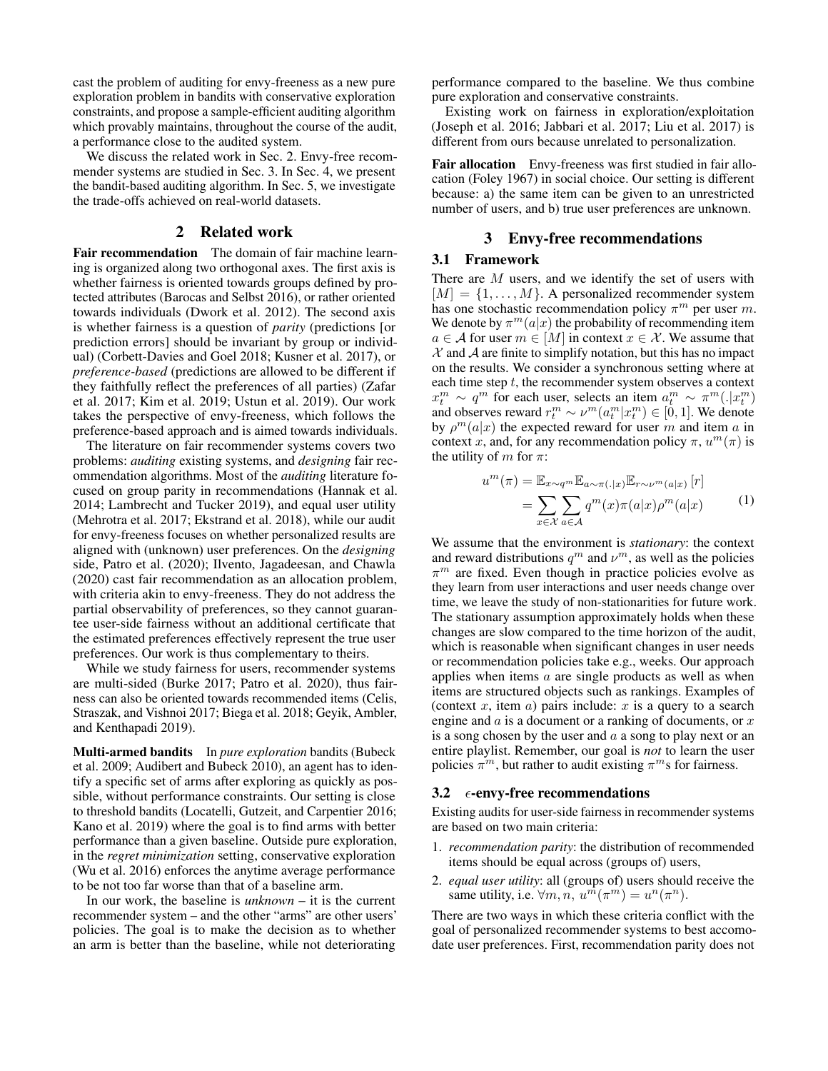cast the problem of auditing for envy-freeness as a new pure exploration problem in bandits with conservative exploration constraints, and propose a sample-efficient auditing algorithm which provably maintains, throughout the course of the audit, a performance close to the audited system.

We discuss the related work in Sec. 2. Envy-free recommender systems are studied in Sec. 3. In Sec. 4, we present the bandit-based auditing algorithm. In Sec. 5, we investigate the trade-offs achieved on real-world datasets.

## 2 Related work

**Fair recommendation** The domain of fair machine learning is organized along two orthogonal axes. The first axis is whether fairness is oriented towards groups defined by protected attributes (Barocas and Selbst 2016), or rather oriented towards individuals (Dwork et al. 2012). The second axis is whether fairness is a question of *parity* (predictions [or prediction errors] should be invariant by group or individual) (Corbett-Davies and Goel 2018; Kusner et al. 2017), or *preference-based* (predictions are allowed to be different if they faithfully reflect the preferences of all parties) (Zafar et al. 2017; Kim et al. 2019; Ustun et al. 2019). Our work takes the perspective of envy-freeness, which follows the preference-based approach and is aimed towards individuals.

The literature on fair recommender systems covers two problems: *auditing* existing systems, and *designing* fair recommendation algorithms. Most of the *auditing* literature focused on group parity in recommendations (Hannak et al. 2014; Lambrecht and Tucker 2019), and equal user utility (Mehrotra et al. 2017; Ekstrand et al. 2018), while our audit for envy-freeness focuses on whether personalized results are aligned with (unknown) user preferences. On the *designing* side, Patro et al. (2020); Ilvento, Jagadeesan, and Chawla (2020) cast fair recommendation as an allocation problem, with criteria akin to envy-freeness. They do not address the partial observability of preferences, so they cannot guarantee user-side fairness without an additional certificate that the estimated preferences effectively represent the true user preferences. Our work is thus complementary to theirs.

While we study fairness for users, recommender systems are multi-sided (Burke 2017; Patro et al. 2020), thus fairness can also be oriented towards recommended items (Celis, Straszak, and Vishnoi 2017; Biega et al. 2018; Geyik, Ambler, and Kenthapadi 2019).

**Multi-armed bandits** In *pure exploration* bandits (Bubeck et al. 2009; Audibert and Bubeck 2010), an agent has to identify a specific set of arms after exploring as quickly as possible, without performance constraints. Our setting is close to threshold bandits (Locatelli, Gutzeit, and Carpentier 2016; Kano et al. 2019) where the goal is to find arms with better performance than a given baseline. Outside pure exploration, in the *regret minimization* setting, conservative exploration (Wu et al. 2016) enforces the anytime average performance to be not too far worse than that of a baseline arm.

In our work, the baseline is *unknown* – it is the current recommender system – and the other "arms" are other users' policies. The goal is to make the decision as to whether an arm is better than the baseline, while not deteriorating performance compared to the baseline. We thus combine pure exploration and conservative constraints.

Existing work on fairness in exploration/exploitation (Joseph et al. 2016; Jabbari et al. 2017; Liu et al. 2017) is different from ours because unrelated to personalization.

**Fair allocation** Envy-freeness was first studied in fair allocation (Foley 1967) in social choice. Our setting is different because: a) the same item can be given to an unrestricted number of users, and b) true user preferences are unknown.

## 3 Envy-free recommendations

### 3.1 Framework

There are $M$ users, and we identify the set of users with $[M] = \{1, \ldots, M\}$. A personalized recommender system has one stochastic recommendation policy $\pi^m$ per user $m$. We denote by $\pi^m(a|x)$ the probability of recommending item $a \in \mathcal{A}$ for user $m \in [M]$ in context $x \in \mathcal{X}$. We assume that $\mathcal{X}$ and $\mathcal{A}$ are finite to simplify notation, but this has no impact on the results. We consider a synchronous setting where at each time step $t$, the recommender system observes a context $x_t^m \sim q^m$ for each user, selects an item $a_t^m \sim \pi^m(.|x_t^m)$ and observes reward $r_t^m \sim \nu^m(a_t^m|x_t^m) \in [0, 1]$. We denote by $\rho^m(a|x)$ the expected reward for user $m$ and item $a$ in context $x$, and, for any recommendation policy $\pi$, $u^m(\pi)$ is the utility of $m$ for $\pi$:

$$u^m(\pi) = \mathbb{E}_{x \sim q^m} \mathbb{E}_{a \sim \pi(.|x)} \mathbb{E}_{r \sim \nu^m(a|x)} [r] = \sum_{x \in \mathcal{X}} \sum_{a \in \mathcal{A}} q^m(x) \pi(a|x) \rho^m(a|x) \tag{1}$$

We assume that the environment is *stationary*: the context and reward distributions $q^m$ and $\nu^m$, as well as the policies $\pi^m$ are fixed. Even though in practice policies evolve as they learn from user interactions and user needs change over time, we leave the study of non-stationarities for future work. The stationary assumption approximately holds when these changes are slow compared to the time horizon of the audit, which is reasonable when significant changes in user needs or recommendation policies take e.g., weeks. Our approach applies when items $a$ are single products as well as when items are structured objects such as rankings. Examples of (context $x$, item $a$) pairs include: $x$ is a query to a search engine and $a$ is a document or a ranking of documents, or $x$ is a song chosen by the user and $a$ a song to play next or an entire playlist. Remember, our goal is *not* to learn the user policies $\pi^m$, but rather to audit existing $\pi^m$s for fairness.

### 3.2 $\epsilon$-envy-free recommendations

Existing audits for user-side fairness in recommender systems are based on two main criteria:

1. *recommendation parity*: the distribution of recommended items should be equal across (groups of) users,
2. *equal user utility*: all (groups of) users should receive the same utility, i.e. $\forall m, n,\ u^m(\pi^m) = u^n(\pi^n)$.

There are two ways in which these criteria conflict with the goal of personalized recommender systems to best accomodate user preferences. First, recommendation parity does not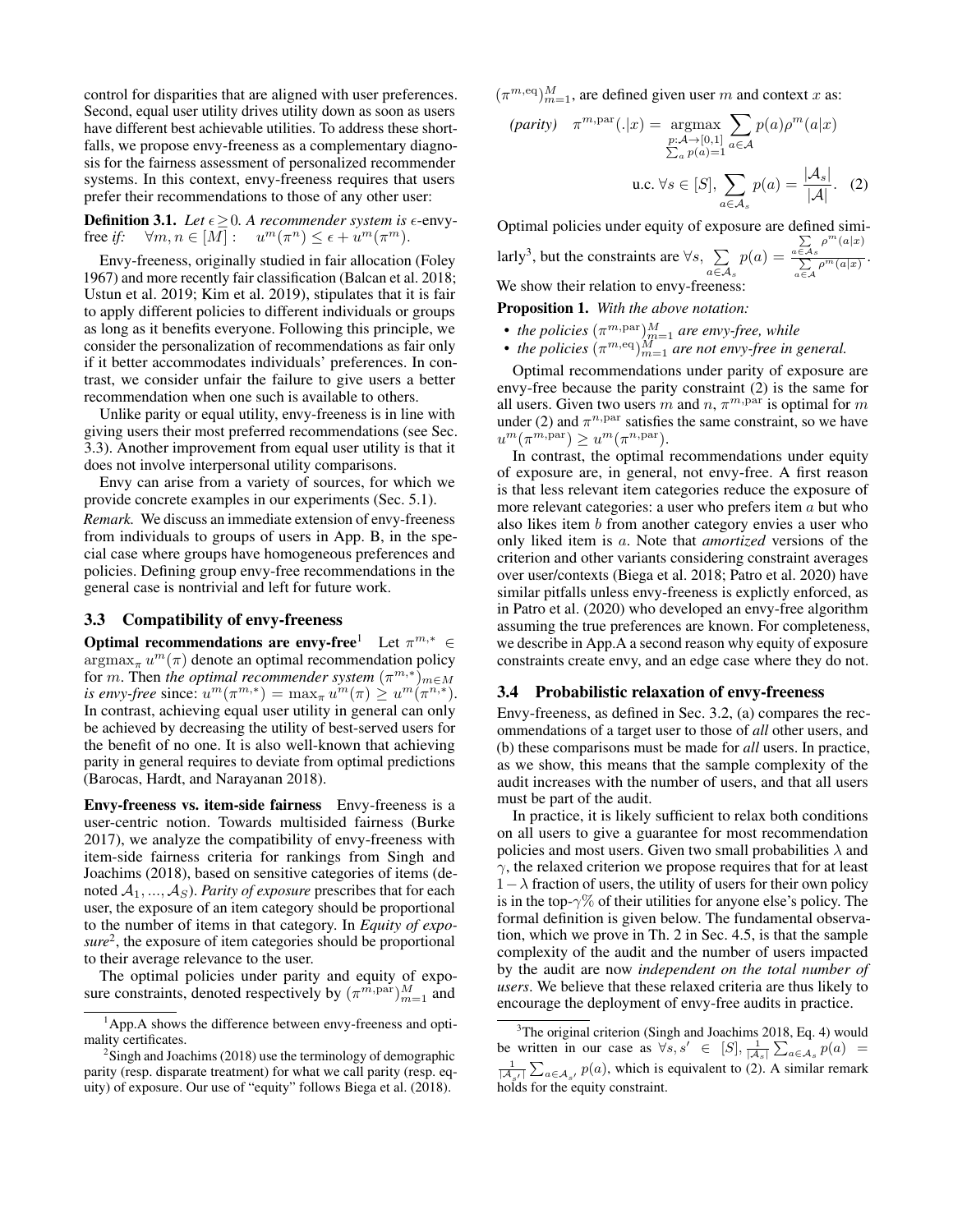control for disparities that are aligned with user preferences. Second, equal user utility drives utility down as soon as users have different best achievable utilities. To address these shortfalls, we propose envy-freeness as a complementary diagnosis for the fairness assessment of personalized recommender systems. In this context, envy-freeness requires that users prefer their recommendations to those of any other user:

**Definition 3.1.** *Let $\epsilon \geq 0$. A recommender system is $\epsilon$-envy-free if: $\forall m, n \in [M]: \quad u^m(\pi^n) \leq \epsilon + u^m(\pi^m)$.*

Envy-freeness, originally studied in fair allocation (Foley 1967) and more recently fair classification (Balcan et al. 2018; Ustun et al. 2019; Kim et al. 2019), stipulates that it is fair to apply different policies to different individuals or groups as long as it benefits everyone. Following this principle, we consider the personalization of recommendations as fair only if it better accommodates individuals' preferences. In contrast, we consider unfair the failure to give users a better recommendation when one such is available to others.

Unlike parity or equal utility, envy-freeness is in line with giving users their most preferred recommendations (see Sec. 3.3). Another improvement from equal user utility is that it does not involve interpersonal utility comparisons.

Envy can arise from a variety of sources, for which we provide concrete examples in our experiments (Sec. 5.1).

*Remark.* We discuss an immediate extension of envy-freeness from individuals to groups of users in App. B, in the special case where groups have homogeneous preferences and policies. Defining group envy-free recommendations in the general case is nontrivial and left for future work.

### 3.3 Compatibility of envy-freeness

**Optimal recommendations are envy-free**[1] Let $\pi^{m,*} \in \mathrm{argmax}_\pi\, u^m(\pi)$ denote an optimal recommendation policy for $m$. Then *the optimal recommender system $(\pi^{m,*})_{m\in M}$ is envy-free* since: $u^m(\pi^{m,*}) = \max_\pi u^m(\pi) \geq u^m(\pi^{n,*})$. In contrast, achieving equal user utility in general can only be achieved by decreasing the utility of best-served users for the benefit of no one. It is also well-known that achieving parity in general requires to deviate from optimal predictions (Barocas, Hardt, and Narayanan 2018).

**Envy-freeness vs. item-side fairness** Envy-freeness is a user-centric notion. Towards multisided fairness (Burke 2017), we analyze the compatibility of envy-freeness with item-side fairness criteria for rankings from Singh and Joachims (2018), based on sensitive categories of items (denoted $\mathcal{A}_1, ..., \mathcal{A}_S$). *Parity of exposure* prescribes that for each user, the exposure of an item category should be proportional to the number of items in that category. In *Equity of exposure*[2], the exposure of item categories should be proportional to their average relevance to the user.

The optimal policies under parity and equity of exposure constraints, denoted respectively by $(\pi^{m,\mathrm{par}})_{m=1}^M$ and $(\pi^{m,\mathrm{eq}})_{m=1}^M$, are defined given user $m$ and context $x$ as:

$$(parity) \quad \pi^{m,\mathrm{par}}(.|x) = \underset{\substack{p:\mathcal{A}\to[0,1]\\ \sum_a p(a)=1}}{\mathrm{argmax}} \sum_{a\in\mathcal{A}} p(a)\rho^m(a|x)$$

$$\text{u.c. } \forall s \in [S], \sum_{a\in\mathcal{A}_s} p(a) = \frac{|\mathcal{A}_s|}{|\mathcal{A}|}. \quad (2)$$

Optimal policies under equity of exposure are defined similarly[3], but the constraints are $\forall s, \sum\limits_{a\in\mathcal{A}_s} p(a) = \frac{\sum_{a\in\mathcal{A}_s} \rho^m(a|x)}{\sum_{a\in\mathcal{A}} \rho^m(a|x)}$. We show their relation to envy-freeness:

**Proposition 1.** *With the above notation:*

- *the policies $(\pi^{m,\mathrm{par}})_{m=1}^M$ are envy-free, while*
- *the policies $(\pi^{m,\mathrm{eq}})_{m=1}^M$ are not envy-free in general.*

Optimal recommendations under parity of exposure are envy-free because the parity constraint (2) is the same for all users. Given two users $m$ and $n$, $\pi^{m,\mathrm{par}}$ is optimal for $m$ under (2) and $\pi^{n,\mathrm{par}}$ satisfies the same constraint, so we have $u^m(\pi^{m,\mathrm{par}}) \geq u^m(\pi^{n,\mathrm{par}})$.

In contrast, the optimal recommendations under equity of exposure are, in general, not envy-free. A first reason is that less relevant item categories reduce the exposure of more relevant categories: a user who prefers item $a$ but who also likes item $b$ from another category envies a user who only liked item is $a$. Note that *amortized* versions of the criterion and other variants considering constraint averages over user/contexts (Biega et al. 2018; Patro et al. 2020) have similar pitfalls unless envy-freeness is explictly enforced, as in Patro et al. (2020) who developed an envy-free algorithm assuming the true preferences are known. For completeness, we describe in App.A a second reason why equity of exposure constraints create envy, and an edge case where they do not.

### 3.4 Probabilistic relaxation of envy-freeness

Envy-freeness, as defined in Sec. 3.2, (a) compares the recommendations of a target user to those of *all* other users, and (b) these comparisons must be made for *all* users. In practice, as we show, this means that the sample complexity of the audit increases with the number of users, and that all users must be part of the audit.

In practice, it is likely sufficient to relax both conditions on all users to give a guarantee for most recommendation policies and most users. Given two small probabilities $\lambda$ and $\gamma$, the relaxed criterion we propose requires that for at least $1-\lambda$ fraction of users, the utility of users for their own policy is in the top-$\gamma$% of their utilities for anyone else's policy. The formal definition is given below. The fundamental observation, which we prove in Th. 2 in Sec. 4.5, is that the sample complexity of the audit and the number of users impacted by the audit are now *independent on the total number of users*. We believe that these relaxed criteria are thus likely to encourage the deployment of envy-free audits in practice.

[1] App.A shows the difference between envy-freeness and optimality certificates.

[2] Singh and Joachims (2018) use the terminology of demographic parity (resp. disparate treatment) for what we call parity (resp. equity) of exposure. Our use of "equity" follows Biega et al. (2018).

[3] The original criterion (Singh and Joachims 2018, Eq. 4) would be written in our case as $\forall s, s' \in [S], \frac{1}{|\mathcal{A}_s|}\sum_{a\in\mathcal{A}_s} p(a) = \frac{1}{|\mathcal{A}_{s'}|}\sum_{a\in\mathcal{A}_{s'}} p(a)$, which is equivalent to (2). A similar remark holds for the equity constraint.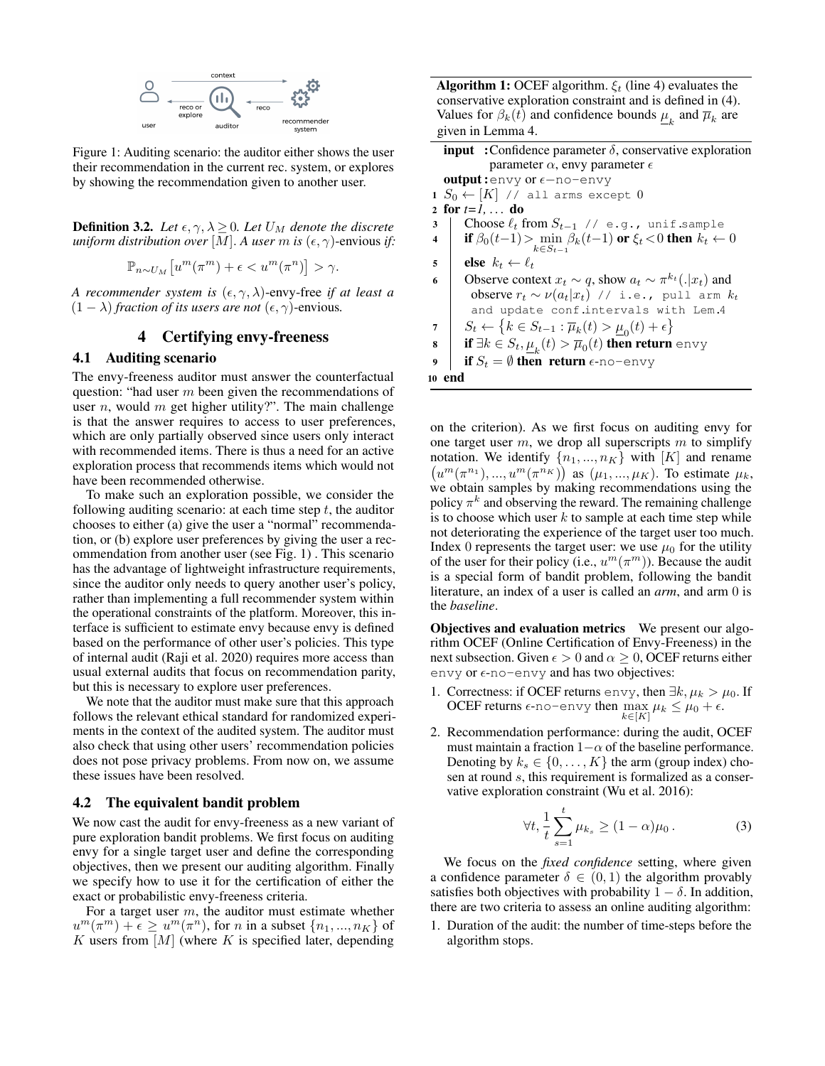Figure 1: Auditing scenario: the auditor either shows the user their recommendation in the current rec. system, or explores by showing the recommendation given to another user.

**Definition 3.2.** *Let $\epsilon, \gamma, \lambda \geq 0$. Let $U_M$ denote the discrete uniform distribution over $[M]$. A user $m$ is $(\epsilon, \gamma)$-envious if:*

$$\mathbb{P}_{n \sim U_M}\left[u^m(\pi^m) + \epsilon < u^m(\pi^n)\right] > \gamma.$$

*A recommender system is $(\epsilon, \gamma, \lambda)$-envy-free if at least a $(1-\lambda)$ fraction of its users are not $(\epsilon, \gamma)$-envious.*

# 4 Certifying envy-freeness

## 4.1 Auditing scenario

The envy-freeness auditor must answer the counterfactual question: "had user $m$ been given the recommendations of user $n$, would $m$ get higher utility?". The main challenge is that the answer requires to access to user preferences, which are only partially observed since users only interact with recommended items. There is thus a need for an active exploration process that recommends items which would not have been recommended otherwise.

To make such an exploration possible, we consider the following auditing scenario: at each time step $t$, the auditor chooses to either (a) give the user a "normal" recommendation, or (b) explore user preferences by giving the user a recommendation from another user (see Fig. 1) . This scenario has the advantage of lightweight infrastructure requirements, since the auditor only needs to query another user's policy, rather than implementing a full recommender system within the operational constraints of the platform. Moreover, this interface is sufficient to estimate envy because envy is defined based on the performance of other user's policies. This type of internal audit (Raji et al. 2020) requires more access than usual external audits that focus on recommendation parity, but this is necessary to explore user preferences.

We note that the auditor must make sure that this approach follows the relevant ethical standard for randomized experiments in the context of the audited system. The auditor must also check that using other users' recommendation policies does not pose privacy problems. From now on, we assume these issues have been resolved.

## 4.2 The equivalent bandit problem

We now cast the audit for envy-freeness as a new variant of pure exploration bandit problems. We first focus on auditing envy for a single target user and define the corresponding objectives, then we present our auditing algorithm. Finally we specify how to use it for the certification of either the exact or probabilistic envy-freeness criteria.

For a target user $m$, the auditor must estimate whether $u^m(\pi^m) + \epsilon \geq u^m(\pi^n)$, for $n$ in a subset $\{n_1, ..., n_K\}$ of $K$ users from $[M]$ (where $K$ is specified later, depending on the criterion). As we first focus on auditing envy for one target user $m$, we drop all superscripts $m$ to simplify notation. We identify $\{n_1, ..., n_K\}$ with $[K]$ and rename $\left(u^m(\pi^{n_1}), ..., u^m(\pi^{n_K})\right)$ as $(\mu_1, ..., \mu_K)$. To estimate $\mu_k$, we obtain samples by making recommendations using the policy $\pi^k$ and observing the reward. The remaining challenge is to choose which user $k$ to sample at each time step while not deteriorating the experience of the target user too much. Index 0 represents the target user: we use $\mu_0$ for the utility of the user for their policy (i.e., $u^m(\pi^m)$). Because the audit is a special form of bandit problem, following the bandit literature, an index of a user is called an *arm*, and arm 0 is the *baseline*.

**Algorithm 1:** OCEF algorithm. $\xi_t$ (line 4) evaluates the conservative exploration constraint and is defined in (4). Values for $\beta_k(t)$ and confidence bounds $\underline{\mu}_k$ and $\overline{\mu}_k$ are given in Lemma 4.

```
input  : Confidence parameter δ, conservative exploration
         parameter α, envy parameter ε
output : envy or ε-no-envy
1  S_0 ← [K] // all arms except 0
2  for t=1, ... do
3      Choose ℓ_t from S_{t-1} // e.g., unif.sample
4      if β_0(t-1) > min_{k∈S_{t-1}} β_k(t-1) or ξ_t < 0 then k_t ← 0
5      else k_t ← ℓ_t
6      Observe context x_t ~ q, show a_t ~ π^{k_t}(.|x_t) and
       observe r_t ~ ν(a_t|x_t) // i.e., pull arm k_t
       and update conf.intervals with Lem.4
7      S_t ← { k ∈ S_{t-1} : μ̄_k(t) > μ_0(t) + ε }   (μ_0 = lower bound)
8      if ∃k ∈ S_t, μ_k(t) > μ̄_0(t) then return envy   (μ_k = lower bound)
9      if S_t = ∅ then return ε-no-envy
10 end
```

**Objectives and evaluation metrics** We present our algorithm OCEF (Online Certification of Envy-Freeness) in the next subsection. Given $\epsilon > 0$ and $\alpha \geq 0$, OCEF returns either envy or $\epsilon$-no-envy and has two objectives:

1. Correctness: if OCEF returns envy, then $\exists k, \mu_k > \mu_0$. If OCEF returns $\epsilon$-no-envy then $\max_{k \in [K]} \mu_k \leq \mu_0 + \epsilon$.
2. Recommendation performance: during the audit, OCEF must maintain a fraction $1-\alpha$ of the baseline performance. Denoting by $k_s \in \{0, \ldots, K\}$ the arm (group index) chosen at round $s$, this requirement is formalized as a conservative exploration constraint (Wu et al. 2016):

$$\forall t, \frac{1}{t}\sum_{s=1}^{t} \mu_{k_s} \geq (1-\alpha)\mu_0 \,. \tag{3}$$

We focus on the *fixed confidence* setting, where given a confidence parameter $\delta \in (0, 1)$ the algorithm provably satisfies both objectives with probability $1-\delta$. In addition, there are two criteria to assess an online auditing algorithm:

1. Duration of the audit: the number of time-steps before the algorithm stops.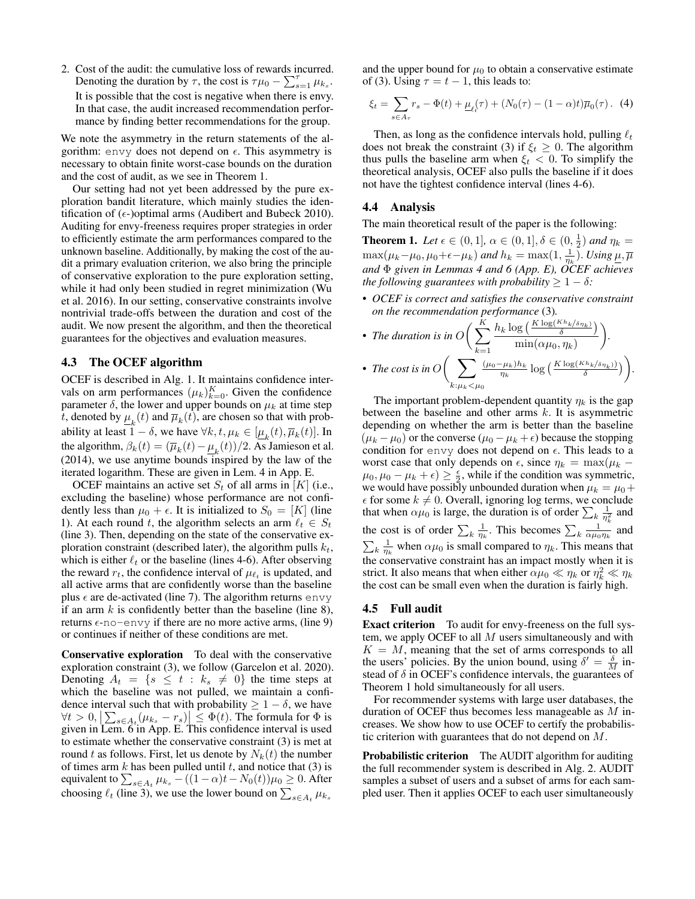2. Cost of the audit: the cumulative loss of rewards incurred. Denoting the duration by $\tau$, the cost is $\tau\mu_0 - \sum_{s=1}^{\tau} \mu_{k_s}$. It is possible that the cost is negative when there is envy. In that case, the audit increased recommendation performance by finding better recommendations for the group.

We note the asymmetry in the return statements of the algorithm: envy does not depend on $\epsilon$. This asymmetry is necessary to obtain finite worst-case bounds on the duration and the cost of audit, as we see in Theorem 1.

Our setting had not yet been addressed by the pure exploration bandit literature, which mainly studies the identification of ($\epsilon$-)optimal arms (Audibert and Bubeck 2010). Auditing for envy-freeness requires proper strategies in order to efficiently estimate the arm performances compared to the unknown baseline. Additionally, by making the cost of the audit a primary evaluation criterion, we also bring the principle of conservative exploration to the pure exploration setting, while it had only been studied in regret minimization (Wu et al. 2016). In our setting, conservative constraints involve nontrivial trade-offs between the duration and cost of the audit. We now present the algorithm, and then the theoretical guarantees for the objectives and evaluation measures.

### 4.3 The OCEF algorithm

OCEF is described in Alg. 1. It maintains confidence intervals on arm performances $(\mu_k)_{k=0}^K$. Given the confidence parameter $\delta$, the lower and upper bounds on $\mu_k$ at time step $t$, denoted by $\underline{\mu}_k(t)$ and $\overline{\mu}_k(t)$, are chosen so that with probability at least $1-\delta$, we have $\forall k, t, \mu_k \in [\underline{\mu}_k(t), \overline{\mu}_k(t)]$. In the algorithm, $\beta_k(t) = (\overline{\mu}_k(t) - \underline{\mu}_k(t))/2$. As Jamieson et al. (2014), we use anytime bounds inspired by the law of the iterated logarithm. These are given in Lem. 4 in App. E.

OCEF maintains an active set $S_t$ of all arms in $[K]$ (i.e., excluding the baseline) whose performance are not confidently less than $\mu_0 + \epsilon$. It is initialized to $S_0 = [K]$ (line 1). At each round $t$, the algorithm selects an arm $\ell_t \in S_t$ (line 3). Then, depending on the state of the conservative exploration constraint (described later), the algorithm pulls $k_t$, which is either $\ell_t$ or the baseline (lines 4-6). After observing the reward $r_t$, the confidence interval of $\mu_{\ell_t}$ is updated, and all active arms that are confidently worse than the baseline plus $\epsilon$ are de-activated (line 7). The algorithm returns envy if an arm $k$ is confidently better than the baseline (line 8), returns $\epsilon$-no-envy if there are no more active arms, (line 9) or continues if neither of these conditions are met.

**Conservative exploration** To deal with the conservative exploration constraint (3), we follow (Garcelon et al. 2020). Denoting $A_t = \{s \leq t : k_s \neq 0\}$ the time steps at which the baseline was not pulled, we maintain a confidence interval such that with probability $\geq 1-\delta$, we have $\forall t > 0, \left|\sum_{s\in A_t}(\mu_{k_s} - r_s)\right| \leq \Phi(t)$. The formula for $\Phi$ is given in Lem. 6 in App. E. This confidence interval is used to estimate whether the conservative constraint (3) is met at round $t$ as follows. First, let us denote by $N_k(t)$ the number of times arm $k$ has been pulled until $t$, and notice that (3) is equivalent to $\sum_{s\in A_t} \mu_{k_s} - ((1-\alpha)t - N_0(t))\mu_0 \geq 0$. After choosing $\ell_t$ (line 3), we use the lower bound on $\sum_{s\in A_t} \mu_{k_s}$ and the upper bound for $\mu_0$ to obtain a conservative estimate of (3). Using $\tau = t-1$, this leads to:

$$\xi_t = \sum_{s\in A_\tau} r_s - \Phi(t) + \underline{\mu}_{\ell_t}(\tau) + (N_0(\tau) - (1-\alpha)t)\overline{\mu}_0(\tau). \quad (4)$$

Then, as long as the confidence intervals hold, pulling $\ell_t$ does not break the constraint (3) if $\xi_t \geq 0$. The algorithm thus pulls the baseline arm when $\xi_t < 0$. To simplify the theoretical analysis, OCEF also pulls the baseline if it does not have the tightest confidence interval (lines 4-6).

### 4.4 Analysis

The main theoretical result of the paper is the following:

**Theorem 1.** *Let $\epsilon \in (0,1]$, $\alpha \in (0,1]$, $\delta \in (0, \frac{1}{2})$ and $\eta_k = \max(\mu_k - \mu_0, \mu_0 + \epsilon - \mu_k)$ and $h_k = \max(1, \frac{1}{\eta_k})$. Using $\underline{\mu}, \overline{\mu}$ and $\Phi$ given in Lemmas 4 and 6 (App. E), OCEF achieves the following guarantees with probability $\geq 1-\delta$:*

- *OCEF is correct and satisfies the conservative constraint on the recommendation performance* (3).
- *The duration is in* $O\bigg(\sum_{k=1}^{K} \frac{h_k \log\left(\frac{K\log(Kh_k/\delta\eta_k)}{\delta}\right)}{\min(\alpha\mu_0, \eta_k)}\bigg)$.
- *The cost is in* $O\bigg(\sum_{k:\mu_k<\mu_0} \frac{(\mu_0-\mu_k)h_k}{\eta_k} \log\left(\frac{K\log(Kh_k/\delta\eta_k)}{\delta}\right)\bigg)$.

The important problem-dependent quantity $\eta_k$ is the gap between the baseline and other arms $k$. It is asymmetric depending on whether the arm is better than the baseline $(\mu_k - \mu_0)$ or the converse $(\mu_0 - \mu_k + \epsilon)$ because the stopping condition for envy does not depend on $\epsilon$. This leads to a worst case that only depends on $\epsilon$, since $\eta_k = \max(\mu_k - \mu_0, \mu_0 - \mu_k + \epsilon) \geq \frac{\epsilon}{2}$, while if the condition was symmetric, we would have possibly unbounded duration when $\mu_k = \mu_0 + \epsilon$ for some $k \neq 0$. Overall, ignoring log terms, we conclude that when $\alpha\mu_0$ is large, the duration is of order $\sum_k \frac{1}{\eta_k^2}$ and the cost is of order $\sum_k \frac{1}{\eta_k}$. This becomes $\sum_k \frac{1}{\alpha\mu_0\eta_k}$ and $\sum_k \frac{1}{\eta_k}$ when $\alpha\mu_0$ is small compared to $\eta_k$. This means that the conservative constraint has an impact mostly when it is strict. It also means that when either $\alpha\mu_0 \ll \eta_k$ or $\eta_k^2 \ll \eta_k$ the cost can be small even when the duration is fairly high.

### 4.5 Full audit

**Exact criterion** To audit for envy-freeness on the full system, we apply OCEF to all $M$ users simultaneously and with $K = M$, meaning that the set of arms corresponds to all the users' policies. By the union bound, using $\delta' = \frac{\delta}{M}$ instead of $\delta$ in OCEF's confidence intervals, the guarantees of Theorem 1 hold simultaneously for all users.

For recommender systems with large user databases, the duration of OCEF thus becomes less manageable as $M$ increases. We show how to use OCEF to certify the probabilistic criterion with guarantees that do not depend on $M$.

**Probabilistic criterion** The AUDIT algorithm for auditing the full recommender system is described in Alg. 2. AUDIT samples a subset of users and a subset of arms for each sampled user. Then it applies OCEF to each user simultaneously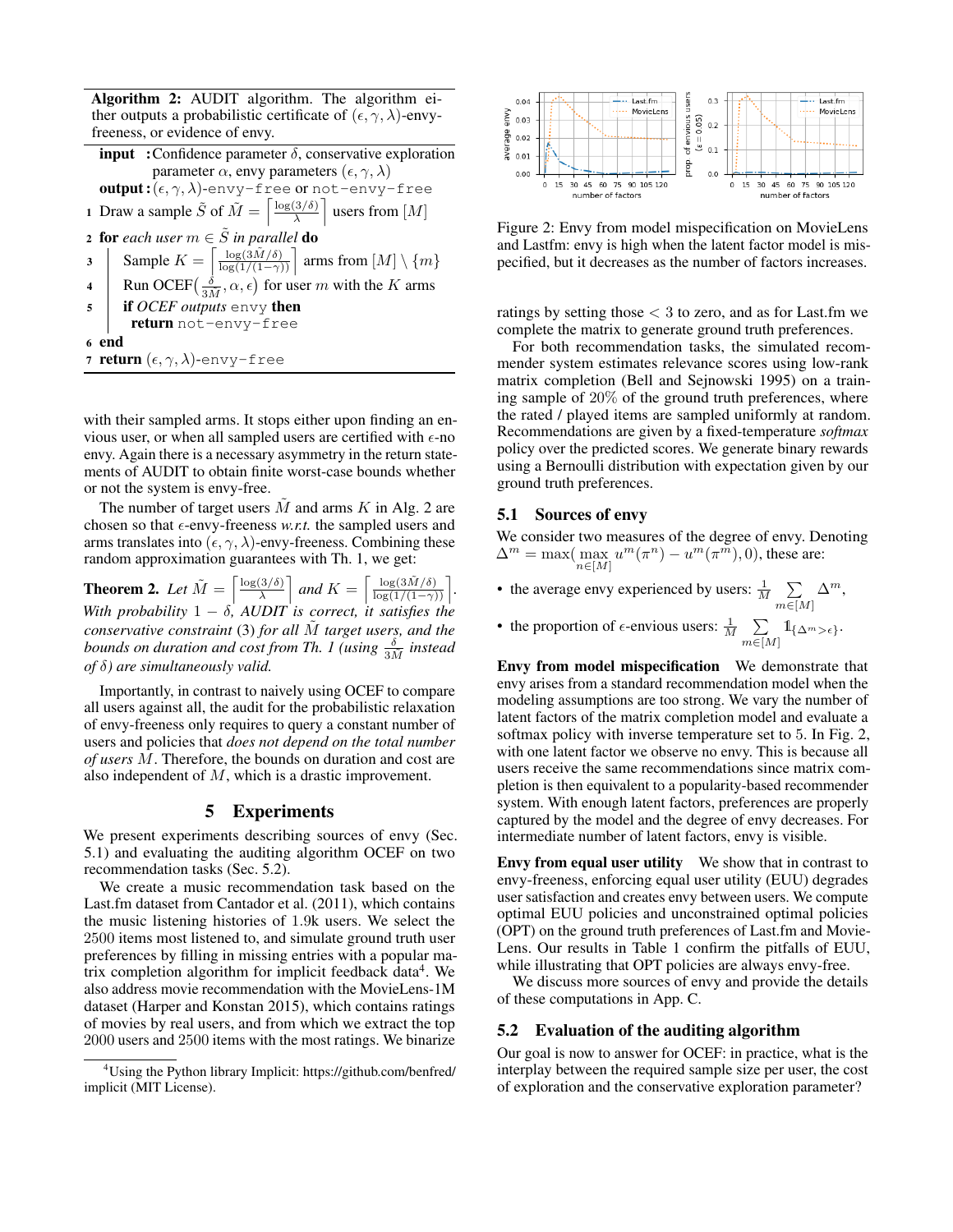**Algorithm 2:** AUDIT algorithm. The algorithm either outputs a probabilistic certificate of $(\epsilon, \gamma, \lambda)$-envy-freeness, or evidence of envy.

```
input   : Confidence parameter δ, conservative exploration
          parameter α, envy parameters (ε, γ, λ)
output  : (ε, γ, λ)-envy-free or not-envy-free
1 Draw a sample S̃ of M̃ = ⌈log(3/δ)/λ⌉ users from [M]
2 for each user m ∈ S̃ in parallel do
3     Sample K = ⌈log(3M̃/δ)/log(1/(1−γ))⌉ arms from [M] \ {m}
4     Run OCEF(δ/(3M̃), α, ε) for user m with the K arms
5     if OCEF outputs envy then
          return not-envy-free
6 end
7 return (ε, γ, λ)-envy-free
```

with their sampled arms. It stops either upon finding an envious user, or when all sampled users are certified with $\epsilon$-no envy. Again there is a necessary asymmetry in the return statements of AUDIT to obtain finite worst-case bounds whether or not the system is envy-free.

The number of target users $\tilde{M}$ and arms $K$ in Alg. 2 are chosen so that $\epsilon$-envy-freeness *w.r.t.* the sampled users and arms translates into $(\epsilon, \gamma, \lambda)$-envy-freeness. Combining these random approximation guarantees with Th. 1, we get:

**Theorem 2.** *Let* $\tilde{M} = \left\lceil \frac{\log(3/\delta)}{\lambda} \right\rceil$ *and* $K = \left\lceil \frac{\log(3\tilde{M}/\delta)}{\log(1/(1-\gamma))} \right\rceil$. *With probability* $1 - \delta$*, AUDIT is correct, it satisfies the conservative constraint* (3) *for all* $\tilde{M}$ *target users, and the bounds on duration and cost from Th. 1 (using* $\frac{\delta}{3\tilde{M}}$ *instead of* $\delta$*) are simultaneously valid.*

Importantly, in contrast to naively using OCEF to compare all users against all, the audit for the probabilistic relaxation of envy-freeness only requires to query a constant number of users and policies that *does not depend on the total number of users* $M$. Therefore, the bounds on duration and cost are also independent of $M$, which is a drastic improvement.

## 5 Experiments

We present experiments describing sources of envy (Sec. 5.1) and evaluating the auditing algorithm OCEF on two recommendation tasks (Sec. 5.2).

We create a music recommendation task based on the Last.fm dataset from Cantador et al. (2011), which contains the music listening histories of 1.9k users. We select the 2500 items most listened to, and simulate ground truth user preferences by filling in missing entries with a popular matrix completion algorithm for implicit feedback data[4]. We also address movie recommendation with the MovieLens-1M dataset (Harper and Konstan 2015), which contains ratings of movies by real users, and from which we extract the top 2000 users and 2500 items with the most ratings. We binarize ratings by setting those $< 3$ to zero, and as for Last.fm we complete the matrix to generate ground truth preferences.

[4] Using the Python library Implicit: https://github.com/benfred/implicit (MIT License).

Figure 2: Envy from model mispecification on MovieLens and Lastfm: envy is high when the latent factor model is mispecified, but it decreases as the number of factors increases.

For both recommendation tasks, the simulated recommender system estimates relevance scores using low-rank matrix completion (Bell and Sejnowski 1995) on a training sample of 20% of the ground truth preferences, where the rated / played items are sampled uniformly at random. Recommendations are given by a fixed-temperature *softmax* policy over the predicted scores. We generate binary rewards using a Bernoulli distribution with expectation given by our ground truth preferences.

### 5.1 Sources of envy

We consider two measures of the degree of envy. Denoting $\Delta^m = \max(\max_{n \in [M]} u^m(\pi^n) - u^m(\pi^m), 0)$, these are:

- the average envy experienced by users: $\frac{1}{M} \sum_{m \in [M]} \Delta^m$,
- the proportion of $\epsilon$-envious users: $\frac{1}{M} \sum_{m \in [M]} \mathbb{1}_{\{\Delta^m > \epsilon\}}$.

**Envy from model mispecification** We demonstrate that envy arises from a standard recommendation model when the modeling assumptions are too strong. We vary the number of latent factors of the matrix completion model and evaluate a softmax policy with inverse temperature set to 5. In Fig. 2, with one latent factor we observe no envy. This is because all users receive the same recommendations since matrix completion is then equivalent to a popularity-based recommender system. With enough latent factors, preferences are properly captured by the model and the degree of envy decreases. For intermediate number of latent factors, envy is visible.

**Envy from equal user utility** We show that in contrast to envy-freeness, enforcing equal user utility (EUU) degrades user satisfaction and creates envy between users. We compute optimal EUU policies and unconstrained optimal policies (OPT) on the ground truth preferences of Last.fm and MovieLens. Our results in Table 1 confirm the pitfalls of EUU, while illustrating that OPT policies are always envy-free.

We discuss more sources of envy and provide the details of these computations in App. C.

### 5.2 Evaluation of the auditing algorithm

Our goal is now to answer for OCEF: in practice, what is the interplay between the required sample size per user, the cost of exploration and the conservative exploration parameter?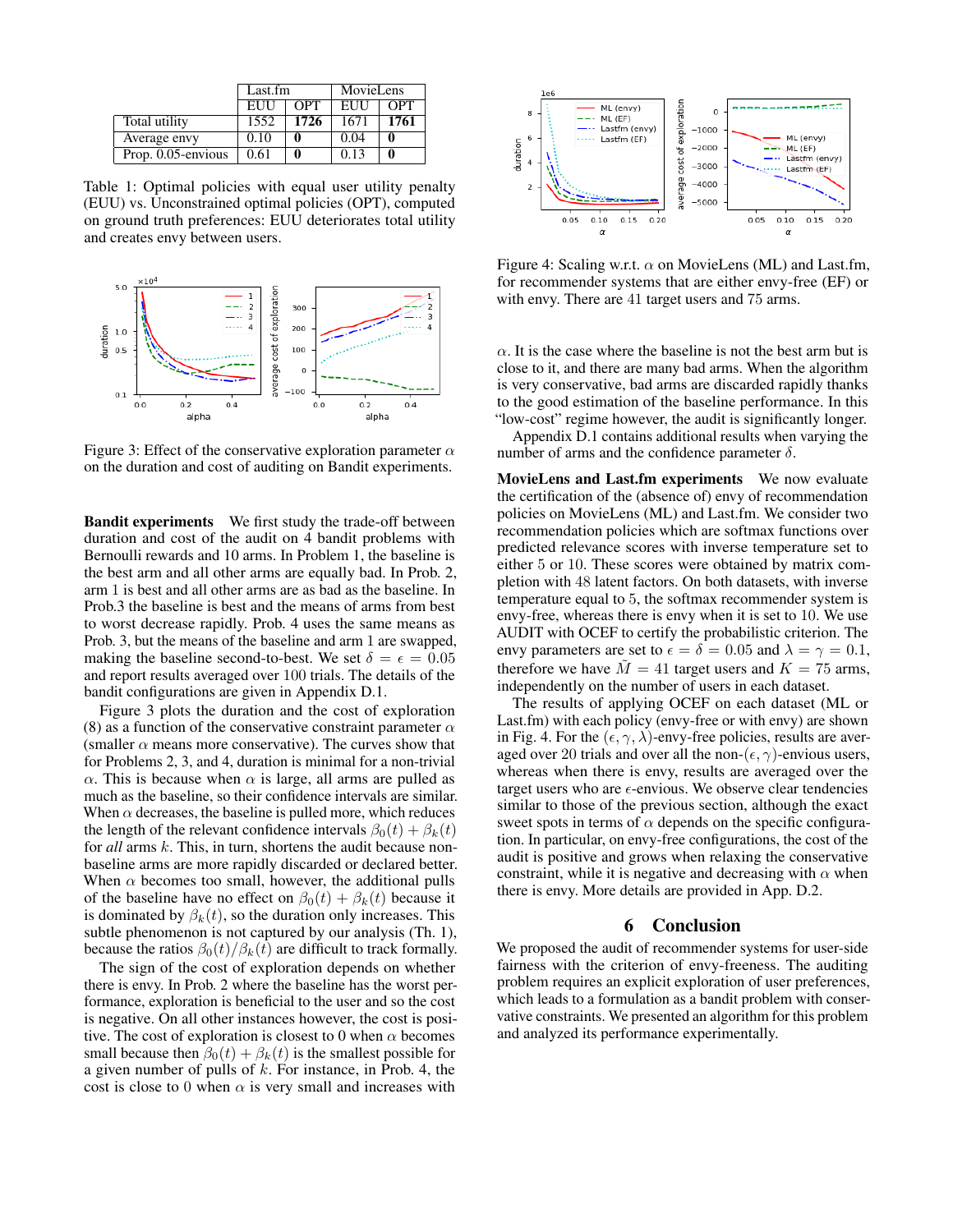|  | Last.fm |  | MovieLens |  |
|---|---|---|---|---|
|  | EUU | OPT | EUU | OPT |
| Total utility | 1552 | **1726** | 1671 | **1761** |
| Average envy | 0.10 | **0** | 0.04 | **0** |
| Prop. 0.05-envious | 0.61 | **0** | 0.13 | **0** |

Table 1: Optimal policies with equal user utility penalty (EUU) vs. Unconstrained optimal policies (OPT), computed on ground truth preferences: EUU deteriorates total utility and creates envy between users.

Figure 3: Effect of the conservative exploration parameter $\alpha$ on the duration and cost of auditing on Bandit experiments.

**Bandit experiments** We first study the trade-off between duration and cost of the audit on 4 bandit problems with Bernoulli rewards and 10 arms. In Problem 1, the baseline is the best arm and all other arms are equally bad. In Prob. 2, arm 1 is best and all other arms are as bad as the baseline. In Prob.3 the baseline is best and the means of arms from best to worst decrease rapidly. Prob. 4 uses the same means as Prob. 3, but the means of the baseline and arm 1 are swapped, making the baseline second-to-best. We set $\delta = \epsilon = 0.05$ and report results averaged over 100 trials. The details of the bandit configurations are given in Appendix D.1.

Figure 3 plots the duration and the cost of exploration (8) as a function of the conservative constraint parameter $\alpha$ (smaller $\alpha$ means more conservative). The curves show that for Problems 2, 3, and 4, duration is minimal for a non-trivial $\alpha$. This is because when $\alpha$ is large, all arms are pulled as much as the baseline, so their confidence intervals are similar. When $\alpha$ decreases, the baseline is pulled more, which reduces the length of the relevant confidence intervals $\beta_0(t) + \beta_k(t)$ for *all* arms $k$. This, in turn, shortens the audit because non-baseline arms are more rapidly discarded or declared better. When $\alpha$ becomes too small, however, the additional pulls of the baseline have no effect on $\beta_0(t) + \beta_k(t)$ because it is dominated by $\beta_k(t)$, so the duration only increases. This subtle phenomenon is not captured by our analysis (Th. 1), because the ratios $\beta_0(t)/\beta_k(t)$ are difficult to track formally.

The sign of the cost of exploration depends on whether there is envy. In Prob. 2 where the baseline has the worst performance, exploration is beneficial to the user and so the cost is negative. On all other instances however, the cost is positive. The cost of exploration is closest to 0 when $\alpha$ becomes small because then $\beta_0(t) + \beta_k(t)$ is the smallest possible for a given number of pulls of $k$. For instance, in Prob. 4, the cost is close to 0 when $\alpha$ is very small and increases with $\alpha$. It is the case where the baseline is not the best arm but is close to it, and there are many bad arms. When the algorithm is very conservative, bad arms are discarded rapidly thanks to the good estimation of the baseline performance. In this "low-cost" regime however, the audit is significantly longer.

Appendix D.1 contains additional results when varying the number of arms and the confidence parameter $\delta$.

Figure 4: Scaling w.r.t. $\alpha$ on MovieLens (ML) and Last.fm, for recommender systems that are either envy-free (EF) or with envy. There are 41 target users and 75 arms.

**MovieLens and Last.fm experiments** We now evaluate the certification of the (absence of) envy of recommendation policies on MovieLens (ML) and Last.fm. We consider two recommendation policies which are softmax functions over predicted relevance scores with inverse temperature set to either 5 or 10. These scores were obtained by matrix completion with 48 latent factors. On both datasets, with inverse temperature equal to 5, the softmax recommender system is envy-free, whereas there is envy when it is set to 10. We use AUDIT with OCEF to certify the probabilistic criterion. The envy parameters are set to $\epsilon = \delta = 0.05$ and $\lambda = \gamma = 0.1$, therefore we have $\tilde{M} = 41$ target users and $K = 75$ arms, independently on the number of users in each dataset.

The results of applying OCEF on each dataset (ML or Last.fm) with each policy (envy-free or with envy) are shown in Fig. 4. For the $(\epsilon, \gamma, \lambda)$-envy-free policies, results are averaged over 20 trials and over all the non-$(\epsilon, \gamma)$-envious users, whereas when there is envy, results are averaged over the target users who are $\epsilon$-envious. We observe clear tendencies similar to those of the previous section, although the exact sweet spots in terms of $\alpha$ depends on the specific configuration. In particular, on envy-free configurations, the cost of the audit is positive and grows when relaxing the conservative constraint, while it is negative and decreasing with $\alpha$ when there is envy. More details are provided in App. D.2.

## 6 Conclusion

We proposed the audit of recommender systems for user-side fairness with the criterion of envy-freeness. The auditing problem requires an explicit exploration of user preferences, which leads to a formulation as a bandit problem with conservative constraints. We presented an algorithm for this problem and analyzed its performance experimentally.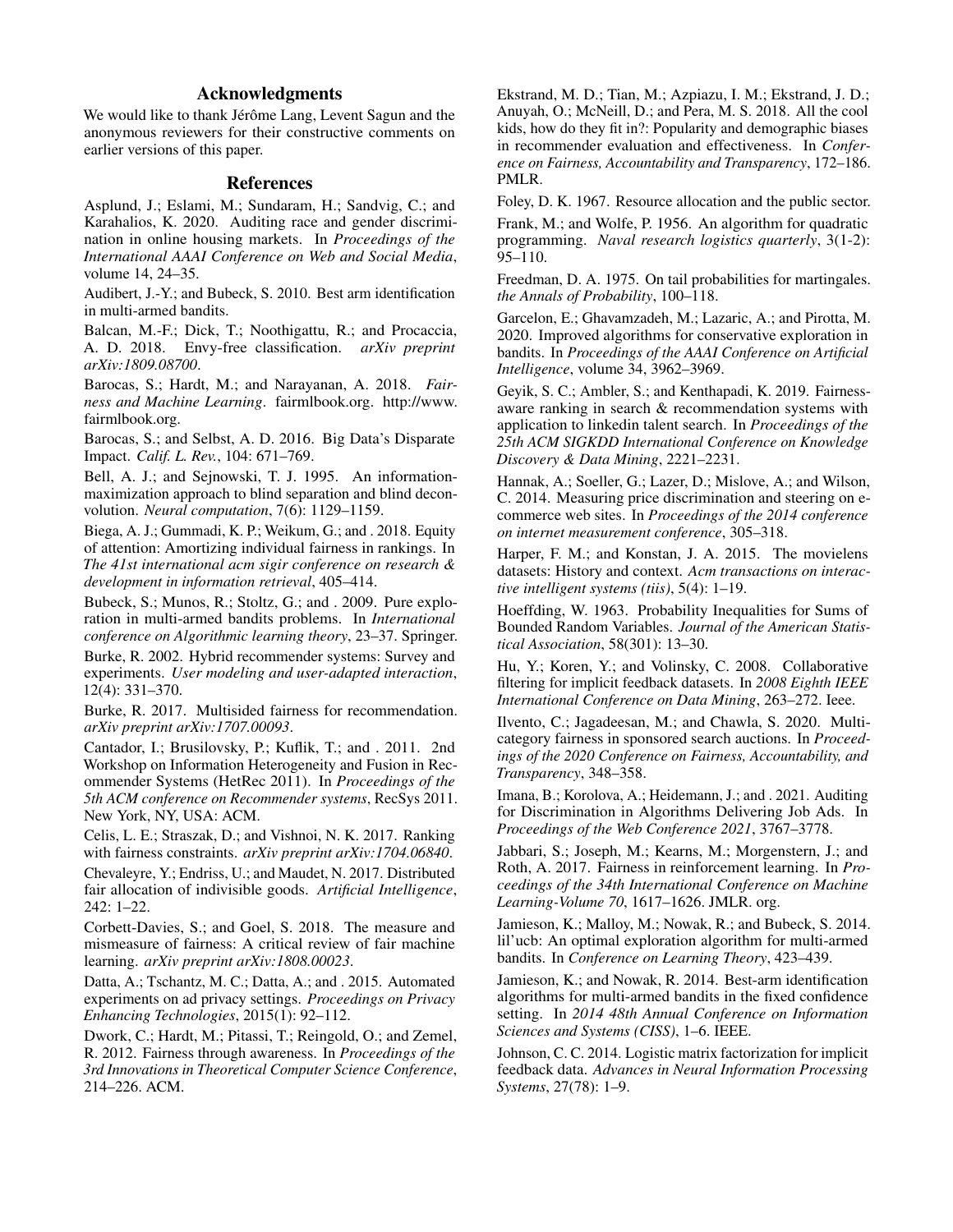## Acknowledgments

We would like to thank Jérôme Lang, Levent Sagun and the anonymous reviewers for their constructive comments on earlier versions of this paper.

## References

Asplund, J.; Eslami, M.; Sundaram, H.; Sandvig, C.; and Karahalios, K. 2020. Auditing race and gender discrimination in online housing markets. In *Proceedings of the International AAAI Conference on Web and Social Media*, volume 14, 24–35.

Audibert, J.-Y.; and Bubeck, S. 2010. Best arm identification in multi-armed bandits.

Balcan, M.-F.; Dick, T.; Noothigattu, R.; and Procaccia, A. D. 2018. Envy-free classification. *arXiv preprint arXiv:1809.08700*.

Barocas, S.; Hardt, M.; and Narayanan, A. 2018. *Fairness and Machine Learning*. fairmlbook.org. http://www.fairmlbook.org.

Barocas, S.; and Selbst, A. D. 2016. Big Data's Disparate Impact. *Calif. L. Rev.*, 104: 671–769.

Bell, A. J.; and Sejnowski, T. J. 1995. An information-maximization approach to blind separation and blind deconvolution. *Neural computation*, 7(6): 1129–1159.

Biega, A. J.; Gummadi, K. P.; Weikum, G.; and . 2018. Equity of attention: Amortizing individual fairness in rankings. In *The 41st international acm sigir conference on research & development in information retrieval*, 405–414.

Bubeck, S.; Munos, R.; Stoltz, G.; and . 2009. Pure exploration in multi-armed bandits problems. In *International conference on Algorithmic learning theory*, 23–37. Springer.

Burke, R. 2002. Hybrid recommender systems: Survey and experiments. *User modeling and user-adapted interaction*, 12(4): 331–370.

Burke, R. 2017. Multisided fairness for recommendation. *arXiv preprint arXiv:1707.00093*.

Cantador, I.; Brusilovsky, P.; Kuflik, T.; and . 2011. 2nd Workshop on Information Heterogeneity and Fusion in Recommender Systems (HetRec 2011). In *Proceedings of the 5th ACM conference on Recommender systems*, RecSys 2011. New York, NY, USA: ACM.

Celis, L. E.; Straszak, D.; and Vishnoi, N. K. 2017. Ranking with fairness constraints. *arXiv preprint arXiv:1704.06840*.

Chevaleyre, Y.; Endriss, U.; and Maudet, N. 2017. Distributed fair allocation of indivisible goods. *Artificial Intelligence*, 242: 1–22.

Corbett-Davies, S.; and Goel, S. 2018. The measure and mismeasure of fairness: A critical review of fair machine learning. *arXiv preprint arXiv:1808.00023*.

Datta, A.; Tschantz, M. C.; Datta, A.; and . 2015. Automated experiments on ad privacy settings. *Proceedings on Privacy Enhancing Technologies*, 2015(1): 92–112.

Dwork, C.; Hardt, M.; Pitassi, T.; Reingold, O.; and Zemel, R. 2012. Fairness through awareness. In *Proceedings of the 3rd Innovations in Theoretical Computer Science Conference*, 214–226. ACM.

Ekstrand, M. D.; Tian, M.; Azpiazu, I. M.; Ekstrand, J. D.; Anuyah, O.; McNeill, D.; and Pera, M. S. 2018. All the cool kids, how do they fit in?: Popularity and demographic biases in recommender evaluation and effectiveness. In *Conference on Fairness, Accountability and Transparency*, 172–186. PMLR.

Foley, D. K. 1967. Resource allocation and the public sector.

Frank, M.; and Wolfe, P. 1956. An algorithm for quadratic programming. *Naval research logistics quarterly*, 3(1-2): 95–110.

Freedman, D. A. 1975. On tail probabilities for martingales. *the Annals of Probability*, 100–118.

Garcelon, E.; Ghavamzadeh, M.; Lazaric, A.; and Pirotta, M. 2020. Improved algorithms for conservative exploration in bandits. In *Proceedings of the AAAI Conference on Artificial Intelligence*, volume 34, 3962–3969.

Geyik, S. C.; Ambler, S.; and Kenthapadi, K. 2019. Fairness-aware ranking in search & recommendation systems with application to linkedin talent search. In *Proceedings of the 25th ACM SIGKDD International Conference on Knowledge Discovery & Data Mining*, 2221–2231.

Hannak, A.; Soeller, G.; Lazer, D.; Mislove, A.; and Wilson, C. 2014. Measuring price discrimination and steering on e-commerce web sites. In *Proceedings of the 2014 conference on internet measurement conference*, 305–318.

Harper, F. M.; and Konstan, J. A. 2015. The movielens datasets: History and context. *Acm transactions on interactive intelligent systems (tiis)*, 5(4): 1–19.

Hoeffding, W. 1963. Probability Inequalities for Sums of Bounded Random Variables. *Journal of the American Statistical Association*, 58(301): 13–30.

Hu, Y.; Koren, Y.; and Volinsky, C. 2008. Collaborative filtering for implicit feedback datasets. In *2008 Eighth IEEE International Conference on Data Mining*, 263–272. Ieee.

Ilvento, C.; Jagadeesan, M.; and Chawla, S. 2020. Multi-category fairness in sponsored search auctions. In *Proceedings of the 2020 Conference on Fairness, Accountability, and Transparency*, 348–358.

Imana, B.; Korolova, A.; Heidemann, J.; and . 2021. Auditing for Discrimination in Algorithms Delivering Job Ads. In *Proceedings of the Web Conference 2021*, 3767–3778.

Jabbari, S.; Joseph, M.; Kearns, M.; Morgenstern, J.; and Roth, A. 2017. Fairness in reinforcement learning. In *Proceedings of the 34th International Conference on Machine Learning-Volume 70*, 1617–1626. JMLR. org.

Jamieson, K.; Malloy, M.; Nowak, R.; and Bubeck, S. 2014. lil'ucb: An optimal exploration algorithm for multi-armed bandits. In *Conference on Learning Theory*, 423–439.

Jamieson, K.; and Nowak, R. 2014. Best-arm identification algorithms for multi-armed bandits in the fixed confidence setting. In *2014 48th Annual Conference on Information Sciences and Systems (CISS)*, 1–6. IEEE.

Johnson, C. C. 2014. Logistic matrix factorization for implicit feedback data. *Advances in Neural Information Processing Systems*, 27(78): 1–9.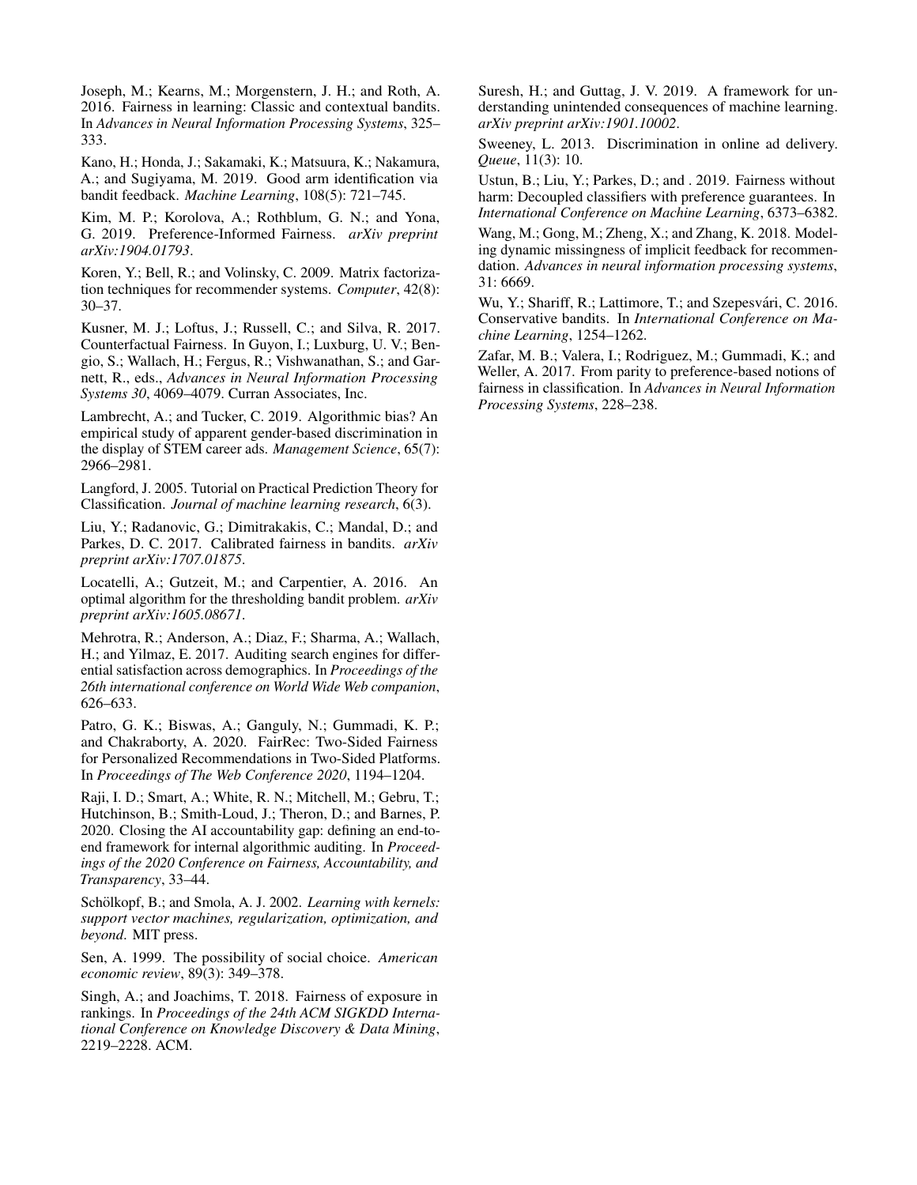Joseph, M.; Kearns, M.; Morgenstern, J. H.; and Roth, A. 2016. Fairness in learning: Classic and contextual bandits. In *Advances in Neural Information Processing Systems*, 325–333.

Kano, H.; Honda, J.; Sakamaki, K.; Matsuura, K.; Nakamura, A.; and Sugiyama, M. 2019. Good arm identification via bandit feedback. *Machine Learning*, 108(5): 721–745.

Kim, M. P.; Korolova, A.; Rothblum, G. N.; and Yona, G. 2019. Preference-Informed Fairness. *arXiv preprint arXiv:1904.01793*.

Koren, Y.; Bell, R.; and Volinsky, C. 2009. Matrix factorization techniques for recommender systems. *Computer*, 42(8): 30–37.

Kusner, M. J.; Loftus, J.; Russell, C.; and Silva, R. 2017. Counterfactual Fairness. In Guyon, I.; Luxburg, U. V.; Bengio, S.; Wallach, H.; Fergus, R.; Vishwanathan, S.; and Garnett, R., eds., *Advances in Neural Information Processing Systems 30*, 4069–4079. Curran Associates, Inc.

Lambrecht, A.; and Tucker, C. 2019. Algorithmic bias? An empirical study of apparent gender-based discrimination in the display of STEM career ads. *Management Science*, 65(7): 2966–2981.

Langford, J. 2005. Tutorial on Practical Prediction Theory for Classification. *Journal of machine learning research*, 6(3).

Liu, Y.; Radanovic, G.; Dimitrakakis, C.; Mandal, D.; and Parkes, D. C. 2017. Calibrated fairness in bandits. *arXiv preprint arXiv:1707.01875*.

Locatelli, A.; Gutzeit, M.; and Carpentier, A. 2016. An optimal algorithm for the thresholding bandit problem. *arXiv preprint arXiv:1605.08671*.

Mehrotra, R.; Anderson, A.; Diaz, F.; Sharma, A.; Wallach, H.; and Yilmaz, E. 2017. Auditing search engines for differential satisfaction across demographics. In *Proceedings of the 26th international conference on World Wide Web companion*, 626–633.

Patro, G. K.; Biswas, A.; Ganguly, N.; Gummadi, K. P.; and Chakraborty, A. 2020. FairRec: Two-Sided Fairness for Personalized Recommendations in Two-Sided Platforms. In *Proceedings of The Web Conference 2020*, 1194–1204.

Raji, I. D.; Smart, A.; White, R. N.; Mitchell, M.; Gebru, T.; Hutchinson, B.; Smith-Loud, J.; Theron, D.; and Barnes, P. 2020. Closing the AI accountability gap: defining an end-to-end framework for internal algorithmic auditing. In *Proceedings of the 2020 Conference on Fairness, Accountability, and Transparency*, 33–44.

Schölkopf, B.; and Smola, A. J. 2002. *Learning with kernels: support vector machines, regularization, optimization, and beyond*. MIT press.

Sen, A. 1999. The possibility of social choice. *American economic review*, 89(3): 349–378.

Singh, A.; and Joachims, T. 2018. Fairness of exposure in rankings. In *Proceedings of the 24th ACM SIGKDD International Conference on Knowledge Discovery & Data Mining*, 2219–2228. ACM.

Suresh, H.; and Guttag, J. V. 2019. A framework for understanding unintended consequences of machine learning. *arXiv preprint arXiv:1901.10002*.

Sweeney, L. 2013. Discrimination in online ad delivery. *Queue*, 11(3): 10.

Ustun, B.; Liu, Y.; Parkes, D.; and . 2019. Fairness without harm: Decoupled classifiers with preference guarantees. In *International Conference on Machine Learning*, 6373–6382.

Wang, M.; Gong, M.; Zheng, X.; and Zhang, K. 2018. Modeling dynamic missingness of implicit feedback for recommendation. *Advances in neural information processing systems*, 31: 6669.

Wu, Y.; Shariff, R.; Lattimore, T.; and Szepesvári, C. 2016. Conservative bandits. In *International Conference on Machine Learning*, 1254–1262.

Zafar, M. B.; Valera, I.; Rodriguez, M.; Gummadi, K.; and Weller, A. 2017. From parity to preference-based notions of fairness in classification. In *Advances in Neural Information Processing Systems*, 228–238.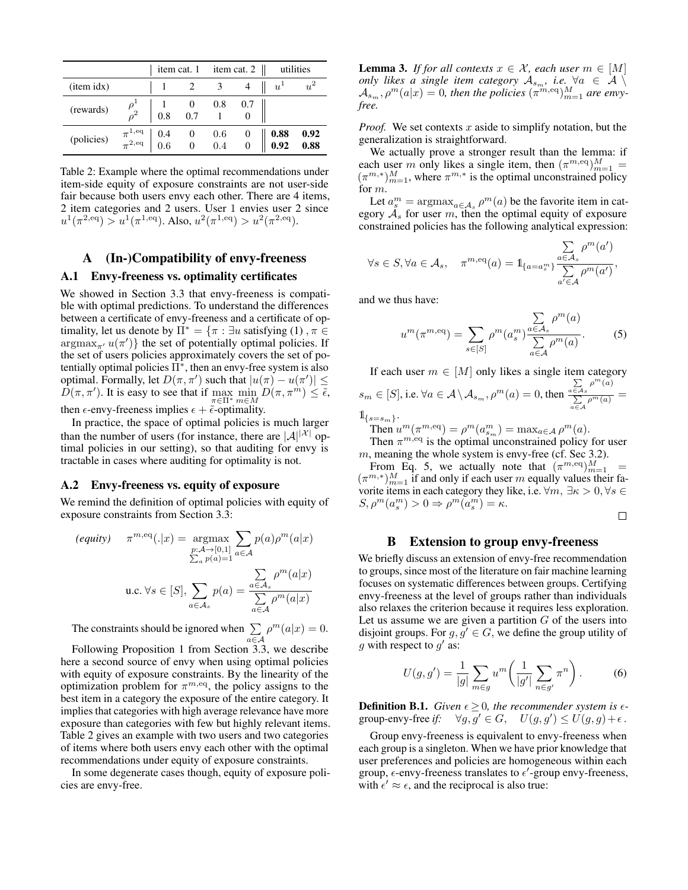| | | item cat. 1 | | item cat. 2 | | utilities | |
|---|---|---|---|---|---|---|---|
| (item idx) | | 1 | 2 | 3 | 4 | $u^1$ | $u^2$ |
| (rewards) | $\rho^1$ | 1 | 0 | 0.8 | 0.7 | | |
| | $\rho^2$ | 0.8 | 0.7 | 1 | 0 | | |
| (policies) | $\pi^{1,\text{eq}}$ | 0.4 | 0 | 0.6 | 0 | **0.88** | **0.92** |
| | $\pi^{2,\text{eq}}$ | 0.6 | 0 | 0.4 | 0 | **0.92** | **0.88** |

Table 2: Example where the optimal recommendations under item-side equity of exposure constraints are not user-side fair because both users envy each other. There are 4 items, 2 item categories and 2 users. User 1 envies user 2 since $u^1(\pi^{2,\text{eq}}) > u^1(\pi^{1,\text{eq}})$. Also, $u^2(\pi^{1,\text{eq}}) > u^2(\pi^{2,\text{eq}})$.

# A (In-)Compatibility of envy-freeness

## A.1 Envy-freeness vs. optimality certificates

We showed in Section 3.3 that envy-freeness is compatible with optimal predictions. To understand the differences between a certificate of envy-freeness and a certificate of optimality, let us denote by $\Pi^* = \{\pi : \exists u \text{ satisfying (1) }, \pi \in \operatorname{argmax}_{\pi'} u(\pi')\}$ the set of potentially optimal policies. If the set of users policies approximately covers the set of potentially optimal policies $\Pi^*$, then an envy-free system is also optimal. Formally, let $D(\pi, \pi')$ such that $|u(\pi) - u(\pi')| \leq D(\pi, \pi')$. It is easy to see that if $\max_{\pi \in \Pi^*} \min_{m \in M} D(\pi, \pi^m) \leq \tilde{\epsilon}$, then $\epsilon$-envy-freeness implies $\epsilon + \tilde{\epsilon}$-optimality.

In practice, the space of optimal policies is much larger than the number of users (for instance, there are $|\mathcal{A}|^{|\mathcal{X}|}$ optimal policies in our setting), so that auditing for envy is tractable in cases where auditing for optimality is not.

## A.2 Envy-freeness vs. equity of exposure

We remind the definition of optimal policies with equity of exposure constraints from Section 3.3:

$$(equity) \quad \pi^{m,\text{eq}}(.|x) = \operatorname*{argmax}_{\substack{p:\mathcal{A}\to[0,1]\\ \sum_a p(a)=1}} \sum_{a\in\mathcal{A}} p(a)\rho^m(a|x)$$

$$\text{u.c. } \forall s \in [S], \sum_{a\in\mathcal{A}_s} p(a) = \frac{\sum_{a\in\mathcal{A}_s} \rho^m(a|x)}{\sum_{a\in\mathcal{A}} \rho^m(a|x)}$$

The constraints should be ignored when $\sum_{a\in\mathcal{A}} \rho^m(a|x) = 0$.

Following Proposition 1 from Section 3.3, we describe here a second source of envy when using optimal policies with equity of exposure constraints. By the linearity of the optimization problem for $\pi^{m,\text{eq}}$, the policy assigns to the best item in a category the exposure of the entire category. It implies that categories with high average relevance have more exposure than categories with few but highly relevant items. Table 2 gives an example with two users and two categories of items where both users envy each other with the optimal recommendations under equity of exposure constraints.

In some degenerate cases though, equity of exposure policies are envy-free.

**Lemma 3.** *If for all contexts $x \in \mathcal{X}$, each user $m \in [M]$ only likes a single item category $\mathcal{A}_{s_m}$, i.e. $\forall a \in \mathcal{A} \setminus \mathcal{A}_{s_m}, \rho^m(a|x) = 0$, then the policies $(\pi^{m,\text{eq}})_{m=1}^M$ are envy-free.*

*Proof.* We set contexts $x$ aside to simplify notation, but the generalization is straightforward.

We actually prove a stronger result than the lemma: if each user $m$ only likes a single item, then $(\pi^{m,\text{eq}})_{m=1}^M = (\pi^{m,*})_{m=1}^M$, where $\pi^{m,*}$ is the optimal unconstrained policy for $m$.

Let $a_s^m = \operatorname{argmax}_{a\in\mathcal{A}_s} \rho^m(a)$ be the favorite item in category $\mathcal{A}_s$ for user $m$, then the optimal equity of exposure constrained policies has the following analytical expression:

$$\forall s \in S, \forall a \in \mathcal{A}_s, \quad \pi^{m,\text{eq}}(a) = \mathbb{1}_{\{a=a_s^m\}} \frac{\sum_{a'\in\mathcal{A}_s} \rho^m(a')}{\sum_{a'\in\mathcal{A}} \rho^m(a')},$$

and we thus have:

$$u^m(\pi^{m,\text{eq}}) = \sum_{s\in[S]} \rho^m(a_s^m) \frac{\sum_{a\in\mathcal{A}_s} \rho^m(a)}{\sum_{a\in\mathcal{A}} \rho^m(a)}. \tag{5}$$

If each user $m \in [M]$ only likes a single item category $s_m \in [S]$, i.e. $\forall a \in \mathcal{A}\setminus\mathcal{A}_{s_m}, \rho^m(a) = 0$, then $\frac{\sum_{a\in\mathcal{A}_s} \rho^m(a)}{\sum_{a\in\mathcal{A}} \rho^m(a)} = \mathbb{1}_{\{s=s_m\}}$.

Then $u^m(\pi^{m,\text{eq}}) = \rho^m(a_{s_m}^m) = \max_{a\in\mathcal{A}} \rho^m(a)$.

Then $\pi^{m,\text{eq}}$ is the optimal unconstrained policy for user $m$, meaning the whole system is envy-free (cf. Sec 3.2).

From Eq. 5, we actually note that $(\pi^{m,\text{eq}})_{m=1}^M = (\pi^{m,*})_{m=1}^M$ if and only if each user $m$ equally values their favorite items in each category they like, i.e. $\forall m, \exists \kappa > 0, \forall s \in S, \rho^m(a_s^m) > 0 \Rightarrow \rho^m(a_s^m) = \kappa$. $\square$

# B Extension to group envy-freeness

We briefly discuss an extension of envy-free recommendation to groups, since most of the literature on fair machine learning focuses on systematic differences between groups. Certifying envy-freeness at the level of groups rather than individuals also relaxes the criterion because it requires less exploration. Let us assume we are given a partition $G$ of the users into disjoint groups. For $g, g' \in G$, we define the group utility of $g$ with respect to $g'$ as:

$$U(g, g') = \frac{1}{|g|} \sum_{m\in g} u^m\left(\frac{1}{|g'|} \sum_{n\in g'} \pi^n\right). \tag{6}$$

**Definition B.1.** *Given $\epsilon \geq 0$, the recommender system is $\epsilon$-group-envy-free if:* $\quad \forall g, g' \in G, \quad U(g, g') \leq U(g, g) + \epsilon\,.$

Group envy-freeness is equivalent to envy-freeness when each group is a singleton. When we have prior knowledge that user preferences and policies are homogeneous within each group, $\epsilon$-envy-freeness translates to $\epsilon'$-group envy-freeness, with $\epsilon' \approx \epsilon$, and the reciprocal is also true: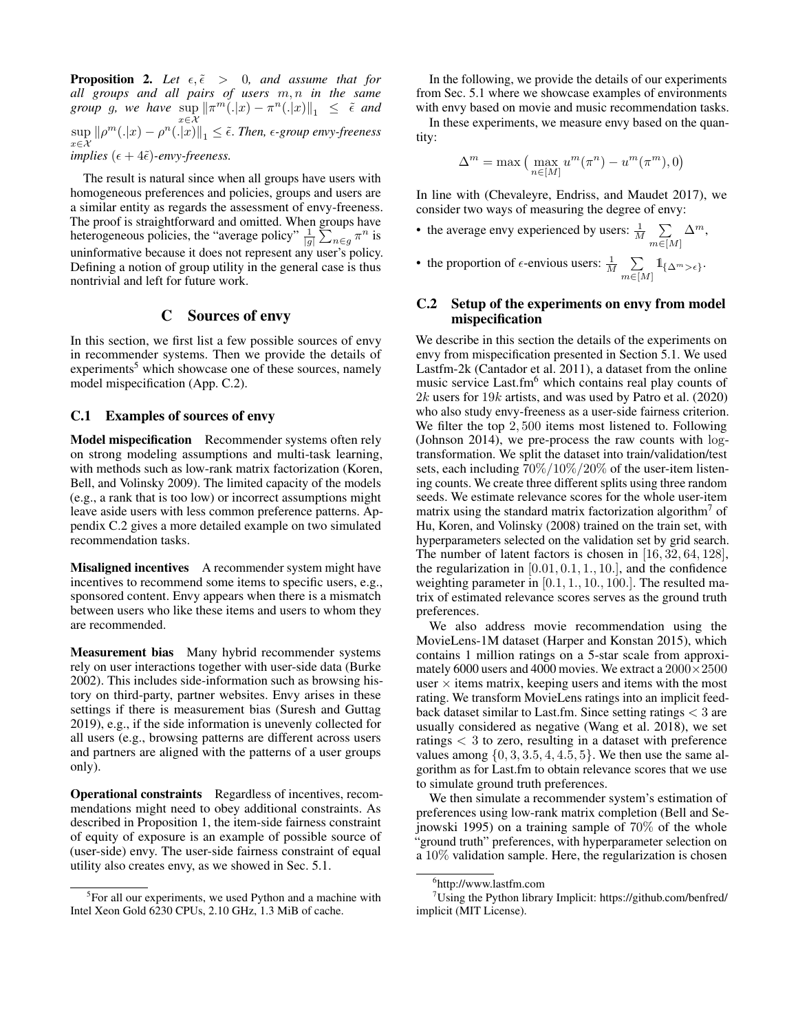**Proposition 2.** *Let $\epsilon, \tilde{\epsilon} > 0$, and assume that for all groups and all pairs of users $m, n$ in the same group $g$, we have $\sup_{x \in \mathcal{X}} \|\pi^m(.|x) - \pi^n(.|x)\|_1 \leq \tilde{\epsilon}$ and $\sup_{x \in \mathcal{X}} \|\rho^m(.|x) - \rho^n(.|x)\|_1 \leq \tilde{\epsilon}$. Then, $\epsilon$-group envy-freeness implies $(\epsilon + 4\tilde{\epsilon})$-envy-freeness.*

The result is natural since when all groups have users with homogeneous preferences and policies, groups and users are a similar entity as regards the assessment of envy-freeness. The proof is straightforward and omitted. When groups have heterogeneous policies, the "average policy" $\frac{1}{|g|}\sum_{n \in g} \pi^n$ is uninformative because it does not represent any user's policy. Defining a notion of group utility in the general case is thus nontrivial and left for future work.

# C Sources of envy

In this section, we first list a few possible sources of envy in recommender systems. Then we provide the details of experiments[5] which showcase one of these sources, namely model mispecification (App. C.2).

## C.1 Examples of sources of envy

**Model mispecification** Recommender systems often rely on strong modeling assumptions and multi-task learning, with methods such as low-rank matrix factorization (Koren, Bell, and Volinsky 2009). The limited capacity of the models (e.g., a rank that is too low) or incorrect assumptions might leave aside users with less common preference patterns. Appendix C.2 gives a more detailed example on two simulated recommendation tasks.

**Misaligned incentives** A recommender system might have incentives to recommend some items to specific users, e.g., sponsored content. Envy appears when there is a mismatch between users who like these items and users to whom they are recommended.

**Measurement bias** Many hybrid recommender systems rely on user interactions together with user-side data (Burke 2002). This includes side-information such as browsing history on third-party, partner websites. Envy arises in these settings if there is measurement bias (Suresh and Guttag 2019), e.g., if the side information is unevenly collected for all users (e.g., browsing patterns are different across users and partners are aligned with the patterns of a user groups only).

**Operational constraints** Regardless of incentives, recommendations might need to obey additional constraints. As described in Proposition 1, the item-side fairness constraint of equity of exposure is an example of possible source of (user-side) envy. The user-side fairness constraint of equal utility also creates envy, as we showed in Sec. 5.1.

[5]For all our experiments, we used Python and a machine with Intel Xeon Gold 6230 CPUs, 2.10 GHz, 1.3 MiB of cache.

In the following, we provide the details of our experiments from Sec. 5.1 where we showcase examples of environments with envy based on movie and music recommendation tasks.

In these experiments, we measure envy based on the quantity:

$$\Delta^m = \max\big(\max_{n \in [M]} u^m(\pi^n) - u^m(\pi^m), 0\big)$$

In line with (Chevaleyre, Endriss, and Maudet 2017), we consider two ways of measuring the degree of envy:

- the average envy experienced by users: $\frac{1}{M}\sum_{m \in [M]} \Delta^m$,
- the proportion of $\epsilon$-envious users: $\frac{1}{M}\sum_{m \in [M]} \mathbb{1}_{\{\Delta^m > \epsilon\}}$.

## C.2 Setup of the experiments on envy from model mispecification

We describe in this section the details of the experiments on envy from mispecification presented in Section 5.1. We used Lastfm-2k (Cantador et al. 2011), a dataset from the online music service Last.fm[6] which contains real play counts of $2k$ users for $19k$ artists, and was used by Patro et al. (2020) who also study envy-freeness as a user-side fairness criterion. We filter the top $2,500$ items most listened to. Following (Johnson 2014), we pre-process the raw counts with log-transformation. We split the dataset into train/validation/test sets, each including $70\%/10\%/20\%$ of the user-item listening counts. We create three different splits using three random seeds. We estimate relevance scores for the whole user-item matrix using the standard matrix factorization algorithm[7] of Hu, Koren, and Volinsky (2008) trained on the train set, with hyperparameters selected on the validation set by grid search. The number of latent factors is chosen in $[16, 32, 64, 128]$, the regularization in $[0.01, 0.1, 1., 10.]$, and the confidence weighting parameter in $[0.1, 1., 10., 100.]$. The resulted matrix of estimated relevance scores serves as the ground truth preferences.

We also address movie recommendation using the MovieLens-1M dataset (Harper and Konstan 2015), which contains 1 million ratings on a 5-star scale from approximately 6000 users and 4000 movies. We extract a $2000 \times 2500$ user $\times$ items matrix, keeping users and items with the most rating. We transform MovieLens ratings into an implicit feedback dataset similar to Last.fm. Since setting ratings $< 3$ are usually considered as negative (Wang et al. 2018), we set ratings $< 3$ to zero, resulting in a dataset with preference values among $\{0, 3, 3.5, 4, 4.5, 5\}$. We then use the same algorithm as for Last.fm to obtain relevance scores that we use to simulate ground truth preferences.

We then simulate a recommender system's estimation of preferences using low-rank matrix completion (Bell and Sejnowski 1995) on a training sample of $70\%$ of the whole "ground truth" preferences, with hyperparameter selection on a $10\%$ validation sample. Here, the regularization is chosen

[6]http://www.lastfm.com

[7]Using the Python library Implicit: https://github.com/benfred/implicit (MIT License).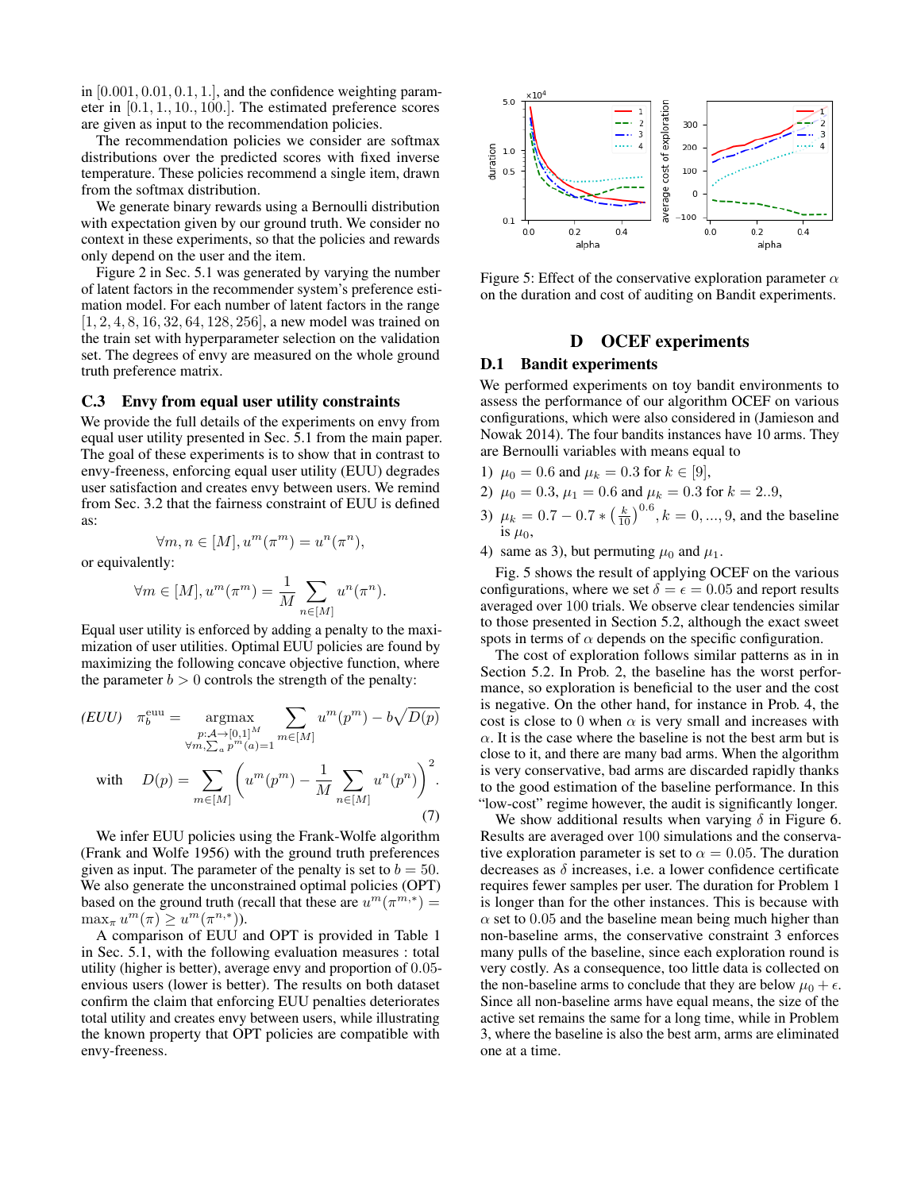in $[0.001, 0.01, 0.1, 1.]$, and the confidence weighting parameter in $[0.1, 1., 10., 100.]$. The estimated preference scores are given as input to the recommendation policies.

The recommendation policies we consider are softmax distributions over the predicted scores with fixed inverse temperature. These policies recommend a single item, drawn from the softmax distribution.

We generate binary rewards using a Bernoulli distribution with expectation given by our ground truth. We consider no context in these experiments, so that the policies and rewards only depend on the user and the item.

Figure 2 in Sec. 5.1 was generated by varying the number of latent factors in the recommender system's preference estimation model. For each number of latent factors in the range $[1, 2, 4, 8, 16, 32, 64, 128, 256]$, a new model was trained on the train set with hyperparameter selection on the validation set. The degrees of envy are measured on the whole ground truth preference matrix.

### C.3 Envy from equal user utility constraints

We provide the full details of the experiments on envy from equal user utility presented in Sec. 5.1 from the main paper. The goal of these experiments is to show that in contrast to envy-freeness, enforcing equal user utility (EUU) degrades user satisfaction and creates envy between users. We remind from Sec. 3.2 that the fairness constraint of EUU is defined as:

$$\forall m, n \in [M], u^m(\pi^m) = u^n(\pi^n),$$

or equivalently:

$$\forall m \in [M], u^m(\pi^m) = \frac{1}{M} \sum_{n \in [M]} u^n(\pi^n).$$

Equal user utility is enforced by adding a penalty to the maximization of user utilities. Optimal EUU policies are found by maximizing the following concave objective function, where the parameter $b > 0$ controls the strength of the penalty:

$$\textit{(EUU)} \quad \pi_b^{\text{euu}} = \underset{\substack{p:\mathcal{A}\to[0,1]^M \\ \forall m, \sum_a p^m(a)=1}}{\operatorname{argmax}} \sum_{m\in[M]} u^m(p^m) - b\sqrt{D(p)}$$

$$\text{with} \quad D(p) = \sum_{m\in[M]} \Big( u^m(p^m) - \frac{1}{M} \sum_{n\in[M]} u^n(p^n) \Big)^2. \tag{7}$$

We infer EUU policies using the Frank-Wolfe algorithm (Frank and Wolfe 1956) with the ground truth preferences given as input. The parameter of the penalty is set to $b = 50$. We also generate the unconstrained optimal policies (OPT) based on the ground truth (recall that these are $u^m(\pi^{m,*}) = \max_\pi u^m(\pi) \geq u^m(\pi^{n,*})$).

A comparison of EUU and OPT is provided in Table 1 in Sec. 5.1, with the following evaluation measures : total utility (higher is better), average envy and proportion of $0.05$-envious users (lower is better). The results on both dataset confirm the claim that enforcing EUU penalties deteriorates total utility and creates envy between users, while illustrating the known property that OPT policies are compatible with envy-freeness.

Figure 5: Effect of the conservative exploration parameter $\alpha$ on the duration and cost of auditing on Bandit experiments.

## D OCEF experiments

### D.1 Bandit experiments

We performed experiments on toy bandit environments to assess the performance of our algorithm OCEF on various configurations, which were also considered in (Jamieson and Nowak 2014). The four bandits instances have 10 arms. They are Bernoulli variables with means equal to

1) $\mu_0 = 0.6$ and $\mu_k = 0.3$ for $k \in [9]$,
2) $\mu_0 = 0.3$, $\mu_1 = 0.6$ and $\mu_k = 0.3$ for $k = 2..9$,
3) $\mu_k = 0.7 - 0.7 * \left(\frac{k}{10}\right)^{0.6}, k = 0, ..., 9$, and the baseline is $\mu_0$,
4) same as 3), but permuting $\mu_0$ and $\mu_1$.

Fig. 5 shows the result of applying OCEF on the various configurations, where we set $\delta = \epsilon = 0.05$ and report results averaged over 100 trials. We observe clear tendencies similar to those presented in Section 5.2, although the exact sweet spots in terms of $\alpha$ depends on the specific configuration.

The cost of exploration follows similar patterns as in in Section 5.2. In Prob. 2, the baseline has the worst performance, so exploration is beneficial to the user and the cost is negative. On the other hand, for instance in Prob. 4, the cost is close to 0 when $\alpha$ is very small and increases with $\alpha$. It is the case where the baseline is not the best arm but is close to it, and there are many bad arms. When the algorithm is very conservative, bad arms are discarded rapidly thanks to the good estimation of the baseline performance. In this "low-cost" regime however, the audit is significantly longer.

We show additional results when varying $\delta$ in Figure 6. Results are averaged over 100 simulations and the conservative exploration parameter is set to $\alpha = 0.05$. The duration decreases as $\delta$ increases, i.e. a lower confidence certificate requires fewer samples per user. The duration for Problem 1 is longer than for the other instances. This is because with $\alpha$ set to 0.05 and the baseline mean being much higher than non-baseline arms, the conservative constraint 3 enforces many pulls of the baseline, since each exploration round is very costly. As a consequence, too little data is collected on the non-baseline arms to conclude that they are below $\mu_0 + \epsilon$. Since all non-baseline arms have equal means, the size of the active set remains the same for a long time, while in Problem 3, where the baseline is also the best arm, arms are eliminated one at a time.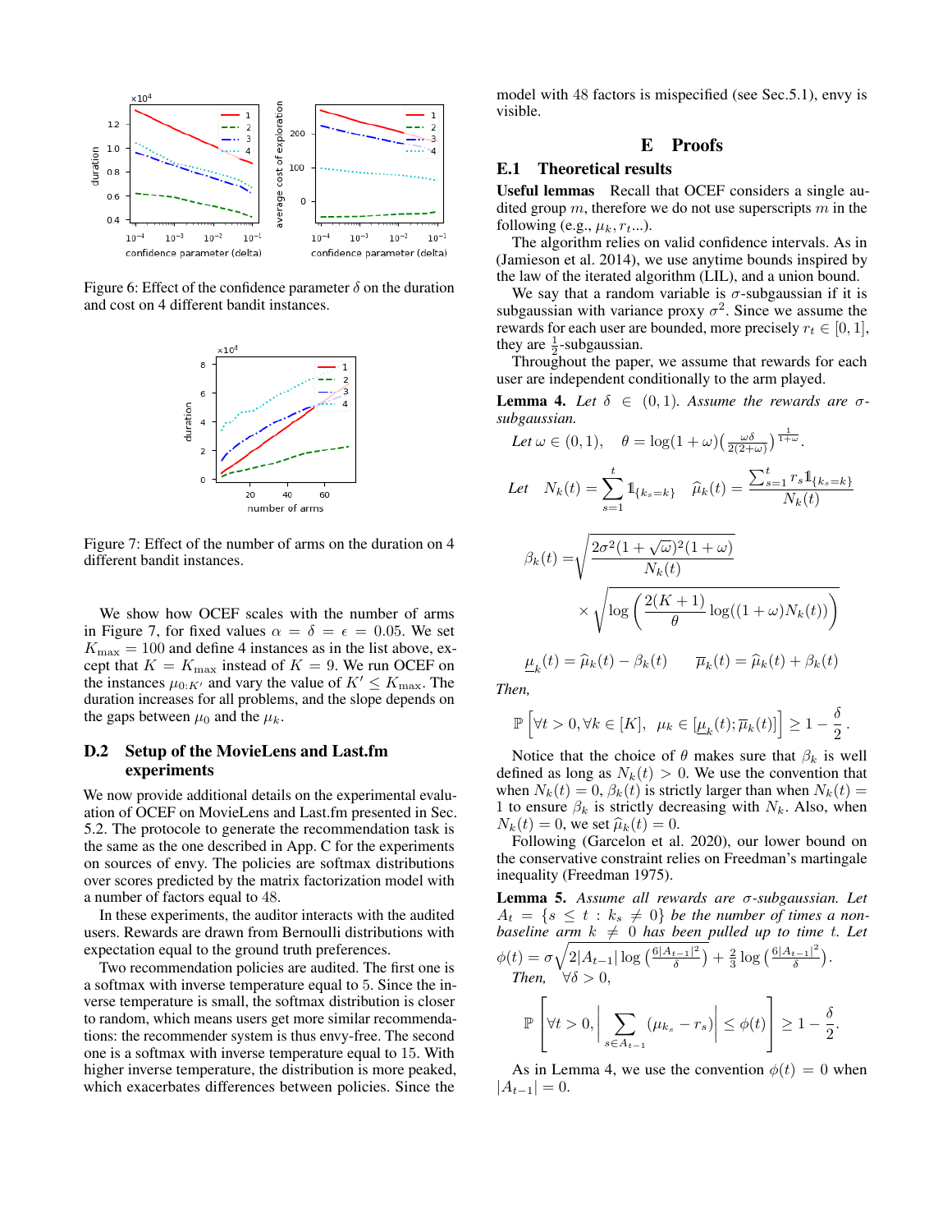Figure 6: Effect of the confidence parameter $\delta$ on the duration and cost on 4 different bandit instances.

Figure 7: Effect of the number of arms on the duration on 4 different bandit instances.

We show how OCEF scales with the number of arms in Figure 7, for fixed values $\alpha = \delta = \epsilon = 0.05$. We set $K_{\max} = 100$ and define 4 instances as in the list above, except that $K = K_{\max}$ instead of $K = 9$. We run OCEF on the instances $\mu_{0:K'}$ and vary the value of $K' \leq K_{\max}$. The duration increases for all problems, and the slope depends on the gaps between $\mu_0$ and the $\mu_k$.

## D.2 Setup of the MovieLens and Last.fm experiments

We now provide additional details on the experimental evaluation of OCEF on MovieLens and Last.fm presented in Sec. 5.2. The protocole to generate the recommendation task is the same as the one described in App. C for the experiments on sources of envy. The policies are softmax distributions over scores predicted by the matrix factorization model with a number of factors equal to 48.

In these experiments, the auditor interacts with the audited users. Rewards are drawn from Bernoulli distributions with expectation equal to the ground truth preferences.

Two recommendation policies are audited. The first one is a softmax with inverse temperature equal to 5. Since the inverse temperature is small, the softmax distribution is closer to random, which means users get more similar recommendations: the recommender system is thus envy-free. The second one is a softmax with inverse temperature equal to 15. With higher inverse temperature, the distribution is more peaked, which exacerbates differences between policies. Since the model with 48 factors is mispecified (see Sec.5.1), envy is visible.

# E Proofs

## E.1 Theoretical results

**Useful lemmas** Recall that OCEF considers a single audited group $m$, therefore we do not use superscripts $m$ in the following (e.g., $\mu_k, r_t$...).

The algorithm relies on valid confidence intervals. As in (Jamieson et al. 2014), we use anytime bounds inspired by the law of the iterated algorithm (LIL), and a union bound.

We say that a random variable is $\sigma$-subgaussian if it is subgaussian with variance proxy $\sigma^2$. Since we assume the rewards for each user are bounded, more precisely $r_t \in [0, 1]$, they are $\frac{1}{2}$-subgaussian.

Throughout the paper, we assume that rewards for each user are independent conditionally to the arm played.

**Lemma 4.** *Let $\delta \in (0, 1)$. Assume the rewards are $\sigma$-subgaussian.*

*Let* $\omega \in (0, 1), \quad \theta = \log(1+\omega)\left(\frac{\omega\delta}{2(2+\omega)}\right)^{\frac{1}{1+\omega}}$.

$$\text{Let} \quad N_k(t) = \sum_{s=1}^{t} \mathbb{1}_{\{k_s=k\}} \quad \widehat{\mu}_k(t) = \frac{\sum_{s=1}^{t} r_s \mathbb{1}_{\{k_s=k\}}}{N_k(t)}$$

$$\beta_k(t) = \sqrt{\frac{2\sigma^2(1+\sqrt{\omega})^2(1+\omega)}{N_k(t)}} \times \sqrt{\log\left(\frac{2(K+1)}{\theta}\log((1+\omega)N_k(t))\right)}$$

$$\underline{\mu}_k(t) = \widehat{\mu}_k(t) - \beta_k(t) \qquad \overline{\mu}_k(t) = \widehat{\mu}_k(t) + \beta_k(t)$$

*Then,*

$$\mathbb{P}\left[\forall t > 0, \forall k \in [K], \;\; \mu_k \in [\underline{\mu}_k(t); \overline{\mu}_k(t)]\right] \geq 1 - \frac{\delta}{2}.$$

Notice that the choice of $\theta$ makes sure that $\beta_k$ is well defined as long as $N_k(t) > 0$. We use the convention that when $N_k(t) = 0$, $\beta_k(t)$ is strictly larger than when $N_k(t) = 1$ to ensure $\beta_k$ is strictly decreasing with $N_k$. Also, when $N_k(t) = 0$, we set $\widehat{\mu}_k(t) = 0$.

Following (Garcelon et al. 2020), our lower bound on the conservative constraint relies on Freedman's martingale inequality (Freedman 1975).

**Lemma 5.** *Assume all rewards are $\sigma$-subgaussian. Let $A_t = \{s \leq t : k_s \neq 0\}$ be the number of times a non-baseline arm $k \neq 0$ has been pulled up to time $t$. Let $\phi(t) = \sigma\sqrt{2|A_{t-1}|\log\left(\frac{6|A_{t-1}|^2}{\delta}\right)} + \frac{2}{3}\log\left(\frac{6|A_{t-1}|^2}{\delta}\right)$. Then, $\;\forall\delta > 0$,*

$$\mathbb{P}\left[\forall t > 0, \left|\sum_{s\in A_{t-1}} (\mu_{k_s} - r_s)\right| \leq \phi(t)\right] \geq 1 - \frac{\delta}{2}.$$

As in Lemma 4, we use the convention $\phi(t) = 0$ when $|A_{t-1}| = 0$.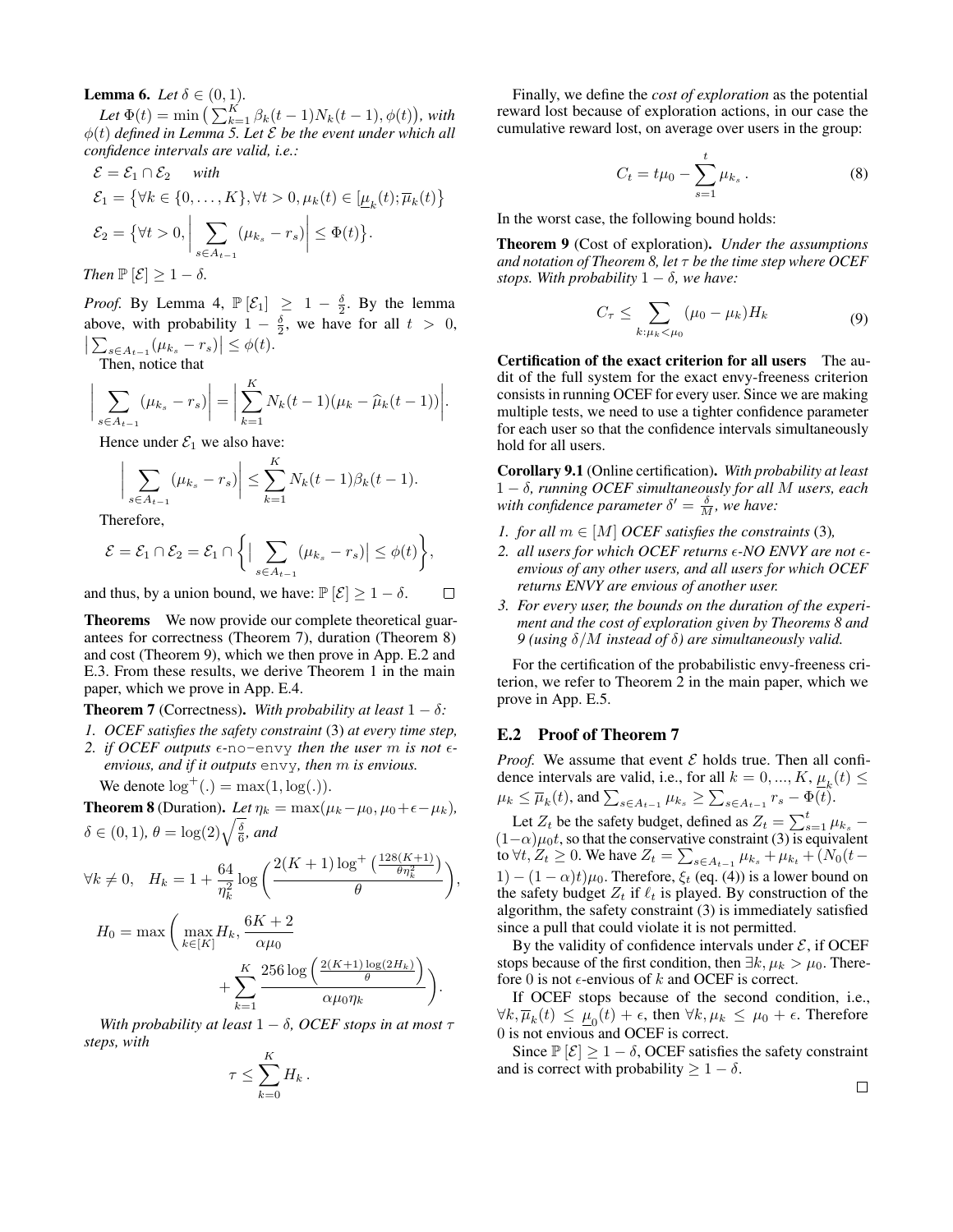**Lemma 6.** *Let $\delta \in (0, 1)$.*

*Let $\Phi(t) = \min\big(\sum_{k=1}^{K} \beta_k(t-1)N_k(t-1), \phi(t)\big)$, with $\phi(t)$ defined in Lemma 5. Let $\mathcal{E}$ be the event under which all confidence intervals are valid, i.e.:*

$$
\begin{aligned}
&\mathcal{E} = \mathcal{E}_1 \cap \mathcal{E}_2 \quad \textit{with} \\
&\mathcal{E}_1 = \big\{\forall k \in \{0, \dots, K\}, \forall t > 0, \mu_k(t) \in [\underline{\mu}_k(t); \overline{\mu}_k(t)\big\} \\
&\mathcal{E}_2 = \big\{\forall t > 0, \Big| \sum_{s \in A_{t-1}} (\mu_{k_s} - r_s) \Big| \leq \Phi(t)\big\}.
\end{aligned}
$$

*Then $\mathbb{P}[\mathcal{E}] \geq 1 - \delta$.*

*Proof.* By Lemma 4, $\mathbb{P}[\mathcal{E}_1] \geq 1 - \frac{\delta}{2}$. By the lemma above, with probability $1 - \frac{\delta}{2}$, we have for all $t > 0$, $\big|\sum_{s \in A_{t-1}} (\mu_{k_s} - r_s)\big| \leq \phi(t)$.

Then, notice that

$$
\Big| \sum_{s \in A_{t-1}} (\mu_{k_s} - r_s) \Big| = \Big| \sum_{k=1}^{K} N_k(t-1)(\mu_k - \widehat{\mu}_k(t-1)) \Big|.
$$

Hence under $\mathcal{E}_1$ we also have:

$$
\Big| \sum_{s \in A_{t-1}} (\mu_{k_s} - r_s) \Big| \leq \sum_{k=1}^{K} N_k(t-1)\beta_k(t-1).
$$

Therefore,

$$
\mathcal{E} = \mathcal{E}_1 \cap \mathcal{E}_2 = \mathcal{E}_1 \cap \bigg\{ \big| \sum_{s \in A_{t-1}} (\mu_{k_s} - r_s) \big| \leq \phi(t) \bigg\},
$$

and thus, by a union bound, we have: $\mathbb{P}[\mathcal{E}] \geq 1 - \delta$. □

**Theorems** We now provide our complete theoretical guarantees for correctness (Theorem 7), duration (Theorem 8) and cost (Theorem 9), which we then prove in App. E.2 and E.3. From these results, we derive Theorem 1 in the main paper, which we prove in App. E.4.

**Theorem 7** (Correctness). *With probability at least $1 - \delta$:*

1. *OCEF satisfies the safety constraint* (3) *at every time step,*
2. *if OCEF outputs $\epsilon$-`no-envy` then the user $m$ is not $\epsilon$-envious, and if it outputs `envy`, then $m$ is envious.*

We denote $\log^+(.) = \max(1, \log(.))$.

**Theorem 8** (Duration). *Let $\eta_k = \max(\mu_k - \mu_0, \mu_0 + \epsilon - \mu_k)$, $\delta \in (0, 1)$, $\theta = \log(2)\sqrt{\frac{\delta}{6}}$, and*

$$
\forall k \neq 0, \quad H_k = 1 + \frac{64}{\eta_k^2} \log\bigg( \frac{2(K+1)\log^+\big(\frac{128(K+1)}{\theta\eta_k^2}\big)}{\theta} \bigg),
$$

$$
H_0 = \max\bigg( \max_{k \in [K]} H_k, \frac{6K+2}{\alpha\mu_0} + \sum_{k=1}^{K} \frac{256 \log\Big(\frac{2(K+1)\log(2H_k)}{\theta}\Big)}{\alpha\mu_0\eta_k} \bigg).
$$

*With probability at least $1 - \delta$, OCEF stops in at most $\tau$ steps, with*

$$
\tau \leq \sum_{k=0}^{K} H_k \,.
$$

Finally, we define the *cost of exploration* as the potential reward lost because of exploration actions, in our case the cumulative reward lost, on average over users in the group:

$$
C_t = t\mu_0 - \sum_{s=1}^{t} \mu_{k_s} \,. \tag{8}
$$

In the worst case, the following bound holds:

**Theorem 9** (Cost of exploration). *Under the assumptions and notation of Theorem 8, let $\tau$ be the time step where OCEF stops. With probability $1 - \delta$, we have:*

$$
C_\tau \leq \sum_{k: \mu_k < \mu_0} (\mu_0 - \mu_k) H_k \tag{9}
$$

**Certification of the exact criterion for all users** The audit of the full system for the exact envy-freeness criterion consists in running OCEF for every user. Since we are making multiple tests, we need to use a tighter confidence parameter for each user so that the confidence intervals simultaneously hold for all users.

**Corollary 9.1** (Online certification). *With probability at least $1 - \delta$, running OCEF simultaneously for all $M$ users, each with confidence parameter $\delta' = \frac{\delta}{M}$, we have:*

1. *for all $m \in [M]$ OCEF satisfies the constraints* (3)*,*
2. *all users for which OCEF returns $\epsilon$-NO ENVY are not $\epsilon$-envious of any other users, and all users for which OCEF returns ENVY are envious of another user.*
3. *For every user, the bounds on the duration of the experiment and the cost of exploration given by Theorems 8 and 9 (using $\delta/M$ instead of $\delta$) are simultaneously valid.*

For the certification of the probabilistic envy-freeness criterion, we refer to Theorem 2 in the main paper, which we prove in App. E.5.

## E.2 Proof of Theorem 7

*Proof.* We assume that event $\mathcal{E}$ holds true. Then all confidence intervals are valid, i.e., for all $k = 0, ..., K$, $\underline{\mu}_k(t) \leq \mu_k \leq \overline{\mu}_k(t)$, and $\sum_{s \in A_{t-1}} \mu_{k_s} \geq \sum_{s \in A_{t-1}} r_s - \Phi(t)$.

Let $Z_t$ be the safety budget, defined as $Z_t = \sum_{s=1}^{t} \mu_{k_s} - (1-\alpha)\mu_0 t$, so that the conservative constraint (3) is equivalent to $\forall t, Z_t \geq 0$. We have $Z_t = \sum_{s \in A_{t-1}} \mu_{k_s} + \mu_{k_t} + (N_0(t-1) - (1-\alpha)t)\mu_0$. Therefore, $\xi_t$ (eq. (4)) is a lower bound on the safety budget $Z_t$ if $\ell_t$ is played. By construction of the algorithm, the safety constraint (3) is immediately satisfied since a pull that could violate it is not permitted.

By the validity of confidence intervals under $\mathcal{E}$, if OCEF stops because of the first condition, then $\exists k, \mu_k > \mu_0$. Therefore 0 is not $\epsilon$-envious of $k$ and OCEF is correct.

If OCEF stops because of the second condition, i.e., $\forall k, \overline{\mu}_k(t) \leq \underline{\mu}_0(t) + \epsilon$, then $\forall k, \mu_k \leq \mu_0 + \epsilon$. Therefore 0 is not envious and OCEF is correct.

Since $\mathbb{P}[\mathcal{E}] \geq 1 - \delta$, OCEF satisfies the safety constraint and is correct with probability $\geq 1 - \delta$. □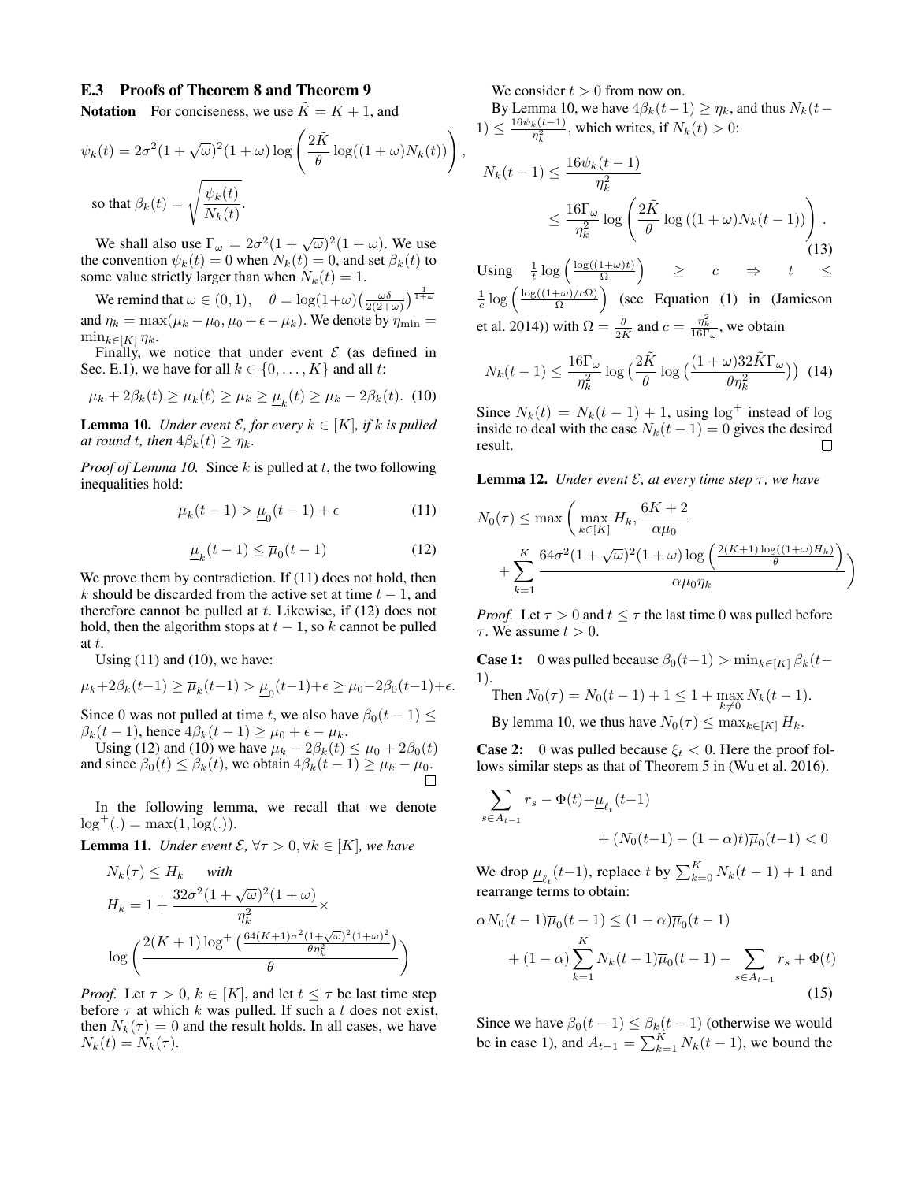### E.3 Proofs of Theorem 8 and Theorem 9

**Notation** For conciseness, we use $\tilde{K} = K + 1$, and

$$\psi_k(t) = 2\sigma^2(1+\sqrt{\omega})^2(1+\omega)\log\left(\frac{2\tilde{K}}{\theta}\log((1+\omega)N_k(t))\right),$$

so that $\beta_k(t) = \sqrt{\frac{\psi_k(t)}{N_k(t)}}$.

We shall also use $\Gamma_\omega = 2\sigma^2(1+\sqrt{\omega})^2(1+\omega)$. We use the convention $\psi_k(t) = 0$ when $N_k(t) = 0$, and set $\beta_k(t)$ to some value strictly larger than when $N_k(t) = 1$.

We remind that $\omega \in (0,1)$, $\theta = \log(1+\omega)\left(\frac{\omega\delta}{2(2+\omega)}\right)^{\frac{1}{1+\omega}}$ and $\eta_k = \max(\mu_k - \mu_0, \mu_0 + \epsilon - \mu_k)$. We denote by $\eta_{\min} = \min_{k\in[K]} \eta_k$.

Finally, we notice that under event $\mathcal{E}$ (as defined in Sec. E.1), we have for all $k \in \{0,\ldots,K\}$ and all $t$:

$$\mu_k + 2\beta_k(t) \geq \overline{\mu}_k(t) \geq \mu_k \geq \underline{\mu}_k(t) \geq \mu_k - 2\beta_k(t). \quad (10)$$

**Lemma 10.** *Under event $\mathcal{E}$, for every $k \in [K]$, if $k$ is pulled at round $t$, then $4\beta_k(t) \geq \eta_k$.*

*Proof of Lemma 10.* Since $k$ is pulled at $t$, the two following inequalities hold:

$$\overline{\mu}_k(t-1) > \underline{\mu}_0(t-1) + \epsilon \quad (11)$$

$$\underline{\mu}_k(t-1) \leq \overline{\mu}_0(t-1) \quad (12)$$

We prove them by contradiction. If (11) does not hold, then $k$ should be discarded from the active set at time $t-1$, and therefore cannot be pulled at $t$. Likewise, if (12) does not hold, then the algorithm stops at $t-1$, so $k$ cannot be pulled at $t$.

Using (11) and (10), we have:

$$\mu_k + 2\beta_k(t-1) \geq \overline{\mu}_k(t-1) > \underline{\mu}_0(t-1) + \epsilon \geq \mu_0 - 2\beta_0(t-1) + \epsilon.$$

Since 0 was not pulled at time $t$, we also have $\beta_0(t-1) \leq \beta_k(t-1)$, hence $4\beta_k(t-1) \geq \mu_0 + \epsilon - \mu_k$.

Using (12) and (10) we have $\mu_k - 2\beta_k(t) \leq \mu_0 + 2\beta_0(t)$ and since $\beta_0(t) \leq \beta_k(t)$, we obtain $4\beta_k(t-1) \geq \mu_k - \mu_0$. $\square$

In the following lemma, we recall that we denote $\log^+(.) = \max(1, \log(.))$.

**Lemma 11.** *Under event $\mathcal{E}$, $\forall \tau > 0, \forall k \in [K]$, we have*

$$N_k(\tau) \leq H_k \quad \textit{with}$$
$$H_k = 1 + \frac{32\sigma^2(1+\sqrt{\omega})^2(1+\omega)}{\eta_k^2} \times$$
$$\log\left(\frac{2(K+1)\log^+\left(\frac{64(K+1)\sigma^2(1+\sqrt{\omega})^2(1+\omega)^2}{\theta\eta_k^2}\right)}{\theta}\right)$$

*Proof.* Let $\tau > 0$, $k \in [K]$, and let $t \leq \tau$ be last time step before $\tau$ at which $k$ was pulled. If such a $t$ does not exist, then $N_k(\tau) = 0$ and the result holds. In all cases, we have $N_k(t) = N_k(\tau)$.

We consider $t > 0$ from now on.

By Lemma 10, we have $4\beta_k(t-1) \geq \eta_k$, and thus $N_k(t-1) \leq \frac{16\psi_k(t-1)}{\eta_k^2}$, which writes, if $N_k(t) > 0$:

$$N_k(t-1) \leq \frac{16\psi_k(t-1)}{\eta_k^2}$$
$$\leq \frac{16\Gamma_\omega}{\eta_k^2}\log\left(\frac{2\tilde{K}}{\theta}\log\left((1+\omega)N_k(t-1)\right)\right). \quad (13)$$

Using $\frac{1}{t}\log\left(\frac{\log((1+\omega)t)}{\Omega}\right) \geq c \Rightarrow t \leq \frac{1}{c}\log\left(\frac{\log((1+\omega)/c\Omega)}{\Omega}\right)$ (see Equation (1) in (Jamieson et al. 2014)) with $\Omega = \frac{\theta}{2\tilde{K}}$ and $c = \frac{\eta_k^2}{16\Gamma_\omega}$, we obtain

$$N_k(t-1) \leq \frac{16\Gamma_\omega}{\eta_k^2}\log\left(\frac{2\tilde{K}}{\theta}\log\left(\frac{(1+\omega)32\tilde{K}\Gamma_\omega}{\theta\eta_k^2}\right)\right) \quad (14)$$

Since $N_k(t) = N_k(t-1) + 1$, using $\log^+$ instead of $\log$ inside to deal with the case $N_k(t-1) = 0$ gives the desired result. $\square$

**Lemma 12.** *Under event $\mathcal{E}$, at every time step $\tau$, we have*

$$N_0(\tau) \leq \max\left(\max_{k\in[K]} H_k, \frac{6K+2}{\alpha\mu_0} + \sum_{k=1}^{K}\frac{64\sigma^2(1+\sqrt{\omega})^2(1+\omega)\log\left(\frac{2(K+1)\log((1+\omega)H_k)}{\theta}\right)}{\alpha\mu_0\eta_k}\right)$$

*Proof.* Let $\tau > 0$ and $t \leq \tau$ the last time 0 was pulled before $\tau$. We assume $t > 0$.

**Case 1:** 0 was pulled because $\beta_0(t-1) > \min_{k\in[K]}\beta_k(t-1)$.

Then $N_0(\tau) = N_0(t-1) + 1 \leq 1 + \max_{k\neq 0} N_k(t-1)$.

By lemma 10, we thus have $N_0(\tau) \leq \max_{k\in[K]} H_k$.

**Case 2:** 0 was pulled because $\xi_t < 0$. Here the proof follows similar steps as that of Theorem 5 in (Wu et al. 2016).

$$\sum_{s\in A_{t-1}} r_s - \Phi(t) + \underline{\mu}_{\ell_t}(t-1) + (N_0(t-1) - (1-\alpha)t)\overline{\mu}_0(t-1) < 0$$

We drop $\underline{\mu}_{\ell_t}(t-1)$, replace $t$ by $\sum_{k=0}^{K} N_k(t-1) + 1$ and rearrange terms to obtain:

$$\alpha N_0(t-1)\overline{\mu}_0(t-1) \leq (1-\alpha)\overline{\mu}_0(t-1) + (1-\alpha)\sum_{k=1}^{K} N_k(t-1)\overline{\mu}_0(t-1) - \sum_{s\in A_{t-1}} r_s + \Phi(t) \quad (15)$$

Since we have $\beta_0(t-1) \leq \beta_k(t-1)$ (otherwise we would be in case 1), and $A_{t-1} = \sum_{k=1}^{K} N_k(t-1)$, we bound the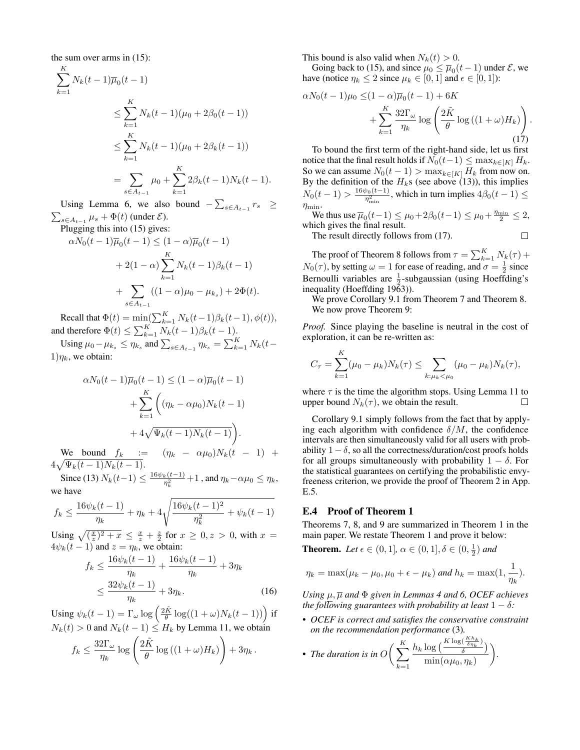the sum over arms in (15):

$$
\begin{aligned}
\sum_{k=1}^{K} N_k(t-1)\overline{\mu}_0(t-1) \\
&\leq \sum_{k=1}^{K} N_k(t-1)(\mu_0 + 2\beta_0(t-1)) \\
&\leq \sum_{k=1}^{K} N_k(t-1)(\mu_0 + 2\beta_k(t-1)) \\
&= \sum_{s\in A_{t-1}} \mu_0 + \sum_{k=1}^{K} 2\beta_k(t-1)N_k(t-1).
\end{aligned}
$$

Using Lemma 6, we also bound $-\sum_{s\in A_{t-1}} r_s \geq \sum_{s\in A_{t-1}} \mu_s + \Phi(t)$ (under $\mathcal{E}$).

Plugging this into (15) gives:

$$
\begin{aligned}
\alpha N_0(t-1)\overline{\mu}_0(t-1) \leq (1-\alpha)\overline{\mu}_0(t-1) \\
+ 2(1-\alpha)\sum_{k=1}^{K} N_k(t-1)\beta_k(t-1) \\
+ \sum_{s\in A_{t-1}} ((1-\alpha)\mu_0 - \mu_{k_s}) + 2\Phi(t).
\end{aligned}
$$

Recall that $\Phi(t) = \min(\sum_{k=1}^{K} N_k(t-1)\beta_k(t-1), \phi(t))$, and therefore $\Phi(t) \leq \sum_{k=1}^{K} N_k(t-1)\beta_k(t-1)$.

Using $\mu_0 - \mu_{k_s} \leq \eta_{k_s}$ and $\sum_{s\in A_{t-1}} \eta_{k_s} = \sum_{k=1}^{K} N_k(t-1)\eta_k$, we obtain:

$$
\begin{aligned}
\alpha N_0(t-1)\overline{\mu}_0(t-1) \leq (1-\alpha)\overline{\mu}_0(t-1) \\
+ \sum_{k=1}^{K}\bigg((\eta_k - \alpha\mu_0)N_k(t-1) \\
+ 4\sqrt{\Psi_k(t-1)N_k(t-1)}\bigg).
\end{aligned}
$$

We bound $f_k := (\eta_k - \alpha\mu_0)N_k(t-1) + 4\sqrt{\Psi_k(t-1)N_k(t-1)}$.

Since (13) $N_k(t-1) \leq \frac{16\psi_k(t-1)}{\eta_k^2} + 1$ , and $\eta_k - \alpha\mu_0 \leq \eta_k$, we have

$$
f_k \leq \frac{16\psi_k(t-1)}{\eta_k} + \eta_k + 4\sqrt{\frac{16\psi_k(t-1)^2}{\eta_k^2} + \psi_k(t-1)}
$$

Using $\sqrt{(\frac{x}{z})^2 + x} \leq \frac{x}{z} + \frac{z}{2}$ for $x \geq 0, z > 0$, with $x = 4\psi_k(t-1)$ and $z = \eta_k$, we obtain:

$$
\begin{aligned}
f_k &\leq \frac{16\psi_k(t-1)}{\eta_k} + \frac{16\psi_k(t-1)}{\eta_k} + 3\eta_k \\
&\leq \frac{32\psi_k(t-1)}{\eta_k} + 3\eta_k. \qquad (16)
\end{aligned}
$$

Using $\psi_k(t-1) = \Gamma_\omega \log\Big(\frac{2\tilde{K}}{\theta}\log((1+\omega)N_k(t-1))\Big)$ if $N_k(t) > 0$ and $N_k(t-1) \leq H_k$ by Lemma 11, we obtain

$$
f_k \leq \frac{32\Gamma_\omega}{\eta_k}\log\left(\frac{2\tilde{K}}{\theta}\log\left((1+\omega)H_k\right)\right) + 3\eta_k\,.
$$

This bound is also valid when $N_k(t) > 0$.

Going back to (15), and since $\mu_0 \leq \overline{\mu}_0(t-1)$ under $\mathcal{E}$, we have (notice $\eta_k \leq 2$ since $\mu_k \in [0,1]$ and $\epsilon \in [0,1]$):

$$
\begin{aligned}
\alpha N_0(t-1)\mu_0 \leq& (1-\alpha)\overline{\mu}_0(t-1) + 6K \\
&+ \sum_{k=1}^{K}\frac{32\Gamma_\omega}{\eta_k}\log\left(\frac{2\tilde{K}}{\theta}\log\left((1+\omega)H_k\right)\right). \qquad (17)
\end{aligned}
$$

To bound the first term of the right-hand side, let us first notice that the final result holds if $N_0(t-1) \leq \max_{k\in[K]} H_k$. So we can assume $N_0(t-1) > \max_{k\in[K]} H_k$ from now on. By the definition of the $H_k$s (see above (13)), this implies $N_0(t-1) > \frac{16\psi_0(t-1)}{\eta_{\min}^2}$, which in turn implies $4\beta_0(t-1) \leq \eta_{\min}$.

We thus use $\overline{\mu}_0(t-1) \leq \mu_0 + 2\beta_0(t-1) \leq \mu_0 + \frac{\eta_{\min}}{2} \leq 2$, which gives the final result.

The result directly follows from (17). $\square$

The proof of Theorem 8 follows from $\tau = \sum_{k}^{K} N_k(\tau) + N_0(\tau)$, by setting $\omega = 1$ for ease of reading, and $\sigma = \frac{1}{2}$ since Bernoulli variables are $\frac{1}{2}$-subgaussian (using Hoeffding's inequality (Hoeffding 1963)).

We prove Corollary 9.1 from Theorem 7 and Theorem 8.

We now prove Theorem 9:

*Proof.* Since playing the baseline is neutral in the cost of exploration, it can be re-written as:

$$
C_\tau = \sum_{k=1}^{K}(\mu_0 - \mu_k)N_k(\tau) \leq \sum_{k:\mu_k<\mu_0}(\mu_0 - \mu_k)N_k(\tau),
$$

where $\tau$ is the time the algorithm stops. Using Lemma 11 to upper bound $N_k(\tau)$, we obtain the result. $\square$

Corollary 9.1 simply follows from the fact that by applying each algorithm with confidence $\delta/M$, the confidence intervals are then simultaneously valid for all users with probability $1-\delta$, so all the correctness/duration/cost proofs holds for all groups simultaneously with probability $1-\delta$. For the statistical guarantees on certifying the probabilistic envy-freeness criterion, we provide the proof of Theorem 2 in App. E.5.

## E.4 Proof of Theorem 1

Theorems 7, 8, and 9 are summarized in Theorem 1 in the main paper. We restate Theorem 1 and prove it below:

**Theorem.** *Let $\epsilon \in (0,1]$, $\alpha \in (0,1]$, $\delta \in (0, \frac{1}{2})$ and*

$$
\eta_k = \max(\mu_k - \mu_0, \mu_0 + \epsilon - \mu_k) \text{ and } h_k = \max(1, \frac{1}{\eta_k}).
$$

*Using $\mu$, $\overline{\mu}$ and $\Phi$ given in Lemmas 4 and 6, OCEF achieves the following guarantees with probability at least $1-\delta$:*

- *OCEF is correct and satisfies the conservative constraint on the recommendation performance* (3).
- *The duration is in* $O\bigg(\sum_{k=1}^{K}\frac{h_k\log\big(\frac{K\log(\frac{Kh_k}{\delta\eta_k})}{\delta}\big)}{\min(\alpha\mu_0, \eta_k)}\bigg)$.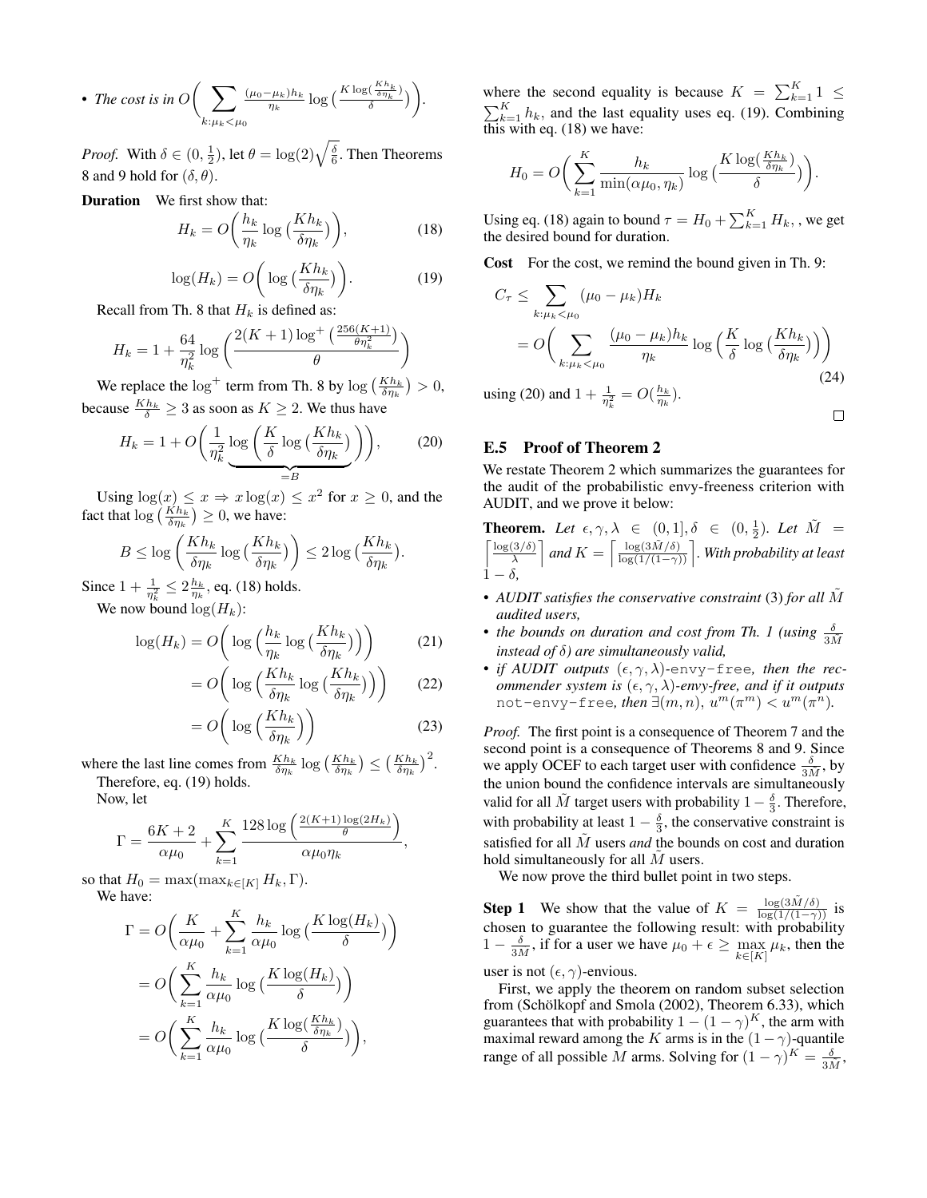- *The cost is in* $O\bigg(\sum_{k:\mu_k<\mu_0} \frac{(\mu_0-\mu_k)h_k}{\eta_k}\log\big(\frac{K\log(\frac{Kh_k}{\delta\eta_k})}{\delta}\big)\bigg)$.

*Proof.* With $\delta \in (0, \frac{1}{2})$, let $\theta = \log(2)\sqrt{\frac{\delta}{6}}$. Then Theorems 8 and 9 hold for $(\delta, \theta)$.

**Duration** We first show that:

$$H_k = O\bigg(\frac{h_k}{\eta_k}\log\big(\frac{Kh_k}{\delta\eta_k}\big)\bigg), \tag{18}$$

$$\log(H_k) = O\bigg(\log\big(\frac{Kh_k}{\delta\eta_k}\big)\bigg). \tag{19}$$

Recall from Th. 8 that $H_k$ is defined as:

$$H_k = 1 + \frac{64}{\eta_k^2}\log\bigg(\frac{2(K+1)\log^+\big(\frac{256(K+1)}{\theta\eta_k^2}\big)}{\theta}\bigg)$$

We replace the $\log^+$ term from Th. 8 by $\log\big(\frac{Kh_k}{\delta\eta_k}\big) > 0$, because $\frac{Kh_k}{\delta} \geq 3$ as soon as $K \geq 2$. We thus have

$$H_k = 1 + O\bigg(\frac{1}{\eta_k^2}\underbrace{\log\bigg(\frac{K}{\delta}\log\big(\frac{Kh_k}{\delta\eta_k}\big)\bigg)}_{=B}\bigg), \tag{20}$$

Using $\log(x) \leq x \Rightarrow x\log(x) \leq x^2$ for $x \geq 0$, and the fact that $\log\big(\frac{Kh_k}{\delta\eta_k}\big) \geq 0$, we have:

$$B \leq \log\bigg(\frac{Kh_k}{\delta\eta_k}\log\big(\frac{Kh_k}{\delta\eta_k}\big)\bigg) \leq 2\log\big(\frac{Kh_k}{\delta\eta_k}\big).$$

Since $1 + \frac{1}{\eta_k^2} \leq 2\frac{h_k}{\eta_k}$, eq. (18) holds.

We now bound $\log(H_k)$:

$$\log(H_k) = O\bigg(\log\Big(\frac{h_k}{\eta_k}\log\big(\frac{Kh_k}{\delta\eta_k}\big)\Big)\bigg) \tag{21}$$

$$= O\bigg(\log\Big(\frac{Kh_k}{\delta\eta_k}\log\big(\frac{Kh_k}{\delta\eta_k}\big)\Big)\bigg) \tag{22}$$

$$= O\bigg(\log\big(\frac{Kh_k}{\delta\eta_k}\big)\bigg) \tag{23}$$

where the last line comes from $\frac{Kh_k}{\delta\eta_k}\log\big(\frac{Kh_k}{\delta\eta_k}\big) \leq \big(\frac{Kh_k}{\delta\eta_k}\big)^2$.

Therefore, eq. (19) holds.

Now, let

$$\Gamma = \frac{6K+2}{\alpha\mu_0} + \sum_{k=1}^{K}\frac{128\log\Big(\frac{2(K+1)\log(2H_k)}{\theta}\Big)}{\alpha\mu_0\eta_k},$$

so that $H_0 = \max(\max_{k\in[K]} H_k, \Gamma)$.

We have:

$$\Gamma = O\bigg(\frac{K}{\alpha\mu_0} + \sum_{k=1}^{K}\frac{h_k}{\alpha\mu_0}\log\big(\frac{K\log(H_k)}{\delta}\big)\bigg)$$

$$= O\bigg(\sum_{k=1}^{K}\frac{h_k}{\alpha\mu_0}\log\big(\frac{K\log(H_k)}{\delta}\big)\bigg)$$

$$= O\bigg(\sum_{k=1}^{K}\frac{h_k}{\alpha\mu_0}\log\big(\frac{K\log(\frac{Kh_k}{\delta\eta_k})}{\delta}\big)\bigg),$$

where the second equality is because $K = \sum_{k=1}^{K} 1 \leq \sum_{k=1}^{K} h_k$, and the last equality uses eq. (19). Combining this with eq. (18) we have:

$$H_0 = O\bigg(\sum_{k=1}^{K}\frac{h_k}{\min(\alpha\mu_0, \eta_k)}\log\big(\frac{K\log(\frac{Kh_k}{\delta\eta_k})}{\delta}\big)\bigg).$$

Using eq. (18) again to bound $\tau = H_0 + \sum_{k=1}^{K} H_k$, , we get the desired bound for duration.

**Cost** For the cost, we remind the bound given in Th. 9:

$$C_\tau \leq \sum_{k:\mu_k<\mu_0}(\mu_0-\mu_k)H_k$$
$$= O\bigg(\sum_{k:\mu_k<\mu_0}\frac{(\mu_0-\mu_k)h_k}{\eta_k}\log\Big(\frac{K}{\delta}\log\big(\frac{Kh_k}{\delta\eta_k}\big)\Big)\bigg) \tag{24}$$

using (20) and $1 + \frac{1}{\eta_k^2} = O(\frac{h_k}{\eta_k})$. $\square$

## E.5 Proof of Theorem 2

We restate Theorem 2 which summarizes the guarantees for the audit of the probabilistic envy-freeness criterion with AUDIT, and we prove it below:

**Theorem.** *Let* $\epsilon, \gamma, \lambda \in (0, 1], \delta \in (0, \frac{1}{2})$. *Let* $\tilde{M} = \Big\lceil\frac{\log(3/\delta)}{\lambda}\Big\rceil$ *and* $K = \Big\lceil\frac{\log(3\tilde{M}/\delta)}{\log(1/(1-\gamma))}\Big\rceil$. *With probability at least* $1-\delta$,

- *AUDIT satisfies the conservative constraint* (3) *for all* $\tilde{M}$ *audited users,*
- *the bounds on duration and cost from Th. 1 (using* $\frac{\delta}{3M}$ *instead of* $\delta$*) are simultaneously valid,*
- *if AUDIT outputs* $(\epsilon, \gamma, \lambda)$-envy-free*, then the recommender system is* $(\epsilon, \gamma, \lambda)$*-envy-free, and if it outputs* not-envy-free*, then* $\exists(m, n)$, $u^m(\pi^m) < u^m(\pi^n)$.

*Proof.* The first point is a consequence of Theorem 7 and the second point is a consequence of Theorems 8 and 9. Since we apply OCEF to each target user with confidence $\frac{\delta}{3\tilde{M}}$, by the union bound the confidence intervals are simultaneously valid for all $\tilde{M}$ target users with probability $1 - \frac{\delta}{3}$. Therefore, with probability at least $1 - \frac{\delta}{3}$, the conservative constraint is satisfied for all $\tilde{M}$ users *and* the bounds on cost and duration hold simultaneously for all $\tilde{M}$ users.

We now prove the third bullet point in two steps.

**Step 1** We show that the value of $K = \frac{\log(3\tilde{M}/\delta)}{\log(1/(1-\gamma))}$ is chosen to guarantee the following result: with probability $1 - \frac{\delta}{3M}$, if for a user we have $\mu_0 + \epsilon \geq \max_{k\in[K]}\mu_k$, then the user is not $(\epsilon, \gamma)$-envious.

First, we apply the theorem on random subset selection from (Schölkopf and Smola (2002), Theorem 6.33), which guarantees that with probability $1 - (1-\gamma)^K$, the arm with maximal reward among the $K$ arms is in the $(1-\gamma)$-quantile range of all possible $M$ arms. Solving for $(1-\gamma)^K = \frac{\delta}{3M}$,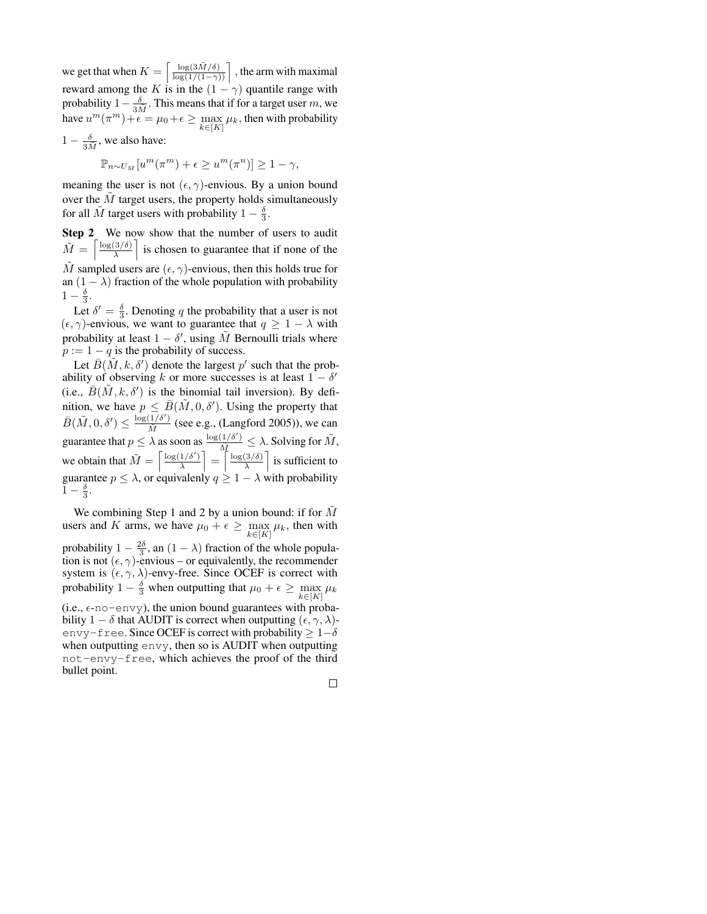we get that when $K = \left\lceil \frac{\log(3\tilde{M}/\delta)}{\log(1/(1-\gamma))} \right\rceil$, the arm with maximal reward among the $K$ is in the $(1-\gamma)$ quantile range with probability $1 - \frac{\delta}{3\tilde{M}}$. This means that if for a target user $m$, we have $u^m(\pi^m) + \epsilon = \mu_0 + \epsilon \geq \max_{k \in [K]} \mu_k$, then with probability $1 - \frac{\delta}{3\tilde{M}}$, we also have:

$$\mathbb{P}_{n \sim U_M}[u^m(\pi^m) + \epsilon \geq u^m(\pi^n)] \geq 1 - \gamma,$$

meaning the user is not $(\epsilon, \gamma)$-envious. By a union bound over the $\tilde{M}$ target users, the property holds simultaneously for all $\tilde{M}$ target users with probability $1 - \frac{\delta}{3}$.

**Step 2** We now show that the number of users to audit $\tilde{M} = \left\lceil \frac{\log(3/\delta)}{\lambda} \right\rceil$ is chosen to guarantee that if none of the $\tilde{M}$ sampled users are $(\epsilon, \gamma)$-envious, then this holds true for an $(1-\lambda)$ fraction of the whole population with probability $1 - \frac{\delta}{3}$.

Let $\delta' = \frac{\delta}{3}$. Denoting $q$ the probability that a user is not $(\epsilon, \gamma)$-envious, we want to guarantee that $q \geq 1 - \lambda$ with probability at least $1 - \delta'$, using $\tilde{M}$ Bernoulli trials where $p := 1 - q$ is the probability of success.

Let $\bar{B}(\tilde{M}, k, \delta')$ denote the largest $p'$ such that the probability of observing $k$ or more successes is at least $1 - \delta'$ (i.e., $\bar{B}(\tilde{M}, k, \delta')$ is the binomial tail inversion). By definition, we have $p \leq \bar{B}(\tilde{M}, 0, \delta')$. Using the property that $\bar{B}(\tilde{M}, 0, \delta') \leq \frac{\log(1/\delta')}{\tilde{M}}$ (see e.g., (Langford 2005)), we can guarantee that $p \leq \lambda$ as soon as $\frac{\log(1/\delta')}{\tilde{M}} \leq \lambda$. Solving for $\tilde{M}$, we obtain that $\tilde{M} = \left\lceil \frac{\log(1/\delta')}{\lambda} \right\rceil = \left\lceil \frac{\log(3/\delta)}{\lambda} \right\rceil$ is sufficient to guarantee $p \leq \lambda$, or equivalently $q \geq 1 - \lambda$ with probability $1 - \frac{\delta}{3}$.

We combining Step 1 and 2 by a union bound: if for $\tilde{M}$ users and $K$ arms, we have $\mu_0 + \epsilon \geq \max_{k \in [K]} \mu_k$, then with probability $1 - \frac{2\delta}{3}$, an $(1-\lambda)$ fraction of the whole population is not $(\epsilon, \gamma)$-envious – or equivalently, the recommender system is $(\epsilon, \gamma, \lambda)$-envy-free. Since OCEF is correct with probability $1 - \frac{\delta}{3}$ when outputting that $\mu_0 + \epsilon \geq \max_{k \in [K]} \mu_k$ (i.e., $\epsilon$-no-envy), the union bound guarantees with probability $1 - \delta$ that AUDIT is correct when outputting $(\epsilon, \gamma, \lambda)$-envy-free. Since OCEF is correct with probability $\geq 1 - \delta$ when outputting envy, then so is AUDIT when outputting not-envy-free, which achieves the proof of the third bullet point.

□